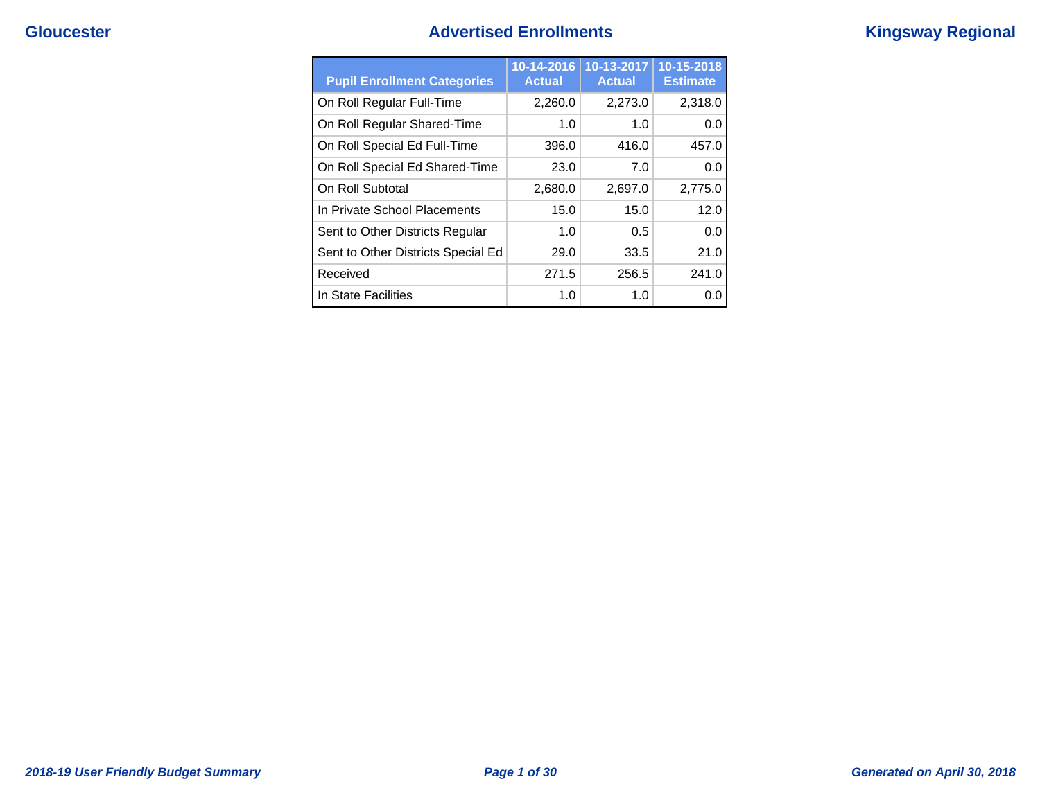# Advertised Enrollments

| Pupil Enrollment Categories | 10-14-2016 Actual | 10-13-2017 Actual | 10-15-2018 Estimate |
|---|---|---|---|
| On Roll Regular Full-Time | 2,260.0 | 2,273.0 | 2,318.0 |
| On Roll Regular Shared-Time | 1.0 | 1.0 | 0.0 |
| On Roll Special Ed Full-Time | 396.0 | 416.0 | 457.0 |
| On Roll Special Ed Shared-Time | 23.0 | 7.0 | 0.0 |
| On Roll Subtotal | 2,680.0 | 2,697.0 | 2,775.0 |
| In Private School Placements | 15.0 | 15.0 | 12.0 |
| Sent to Other Districts Regular | 1.0 | 0.5 | 0.0 |
| Sent to Other Districts Special Ed | 29.0 | 33.5 | 21.0 |
| Received | 271.5 | 256.5 | 241.0 |
| In State Facilities | 1.0 | 1.0 | 0.0 |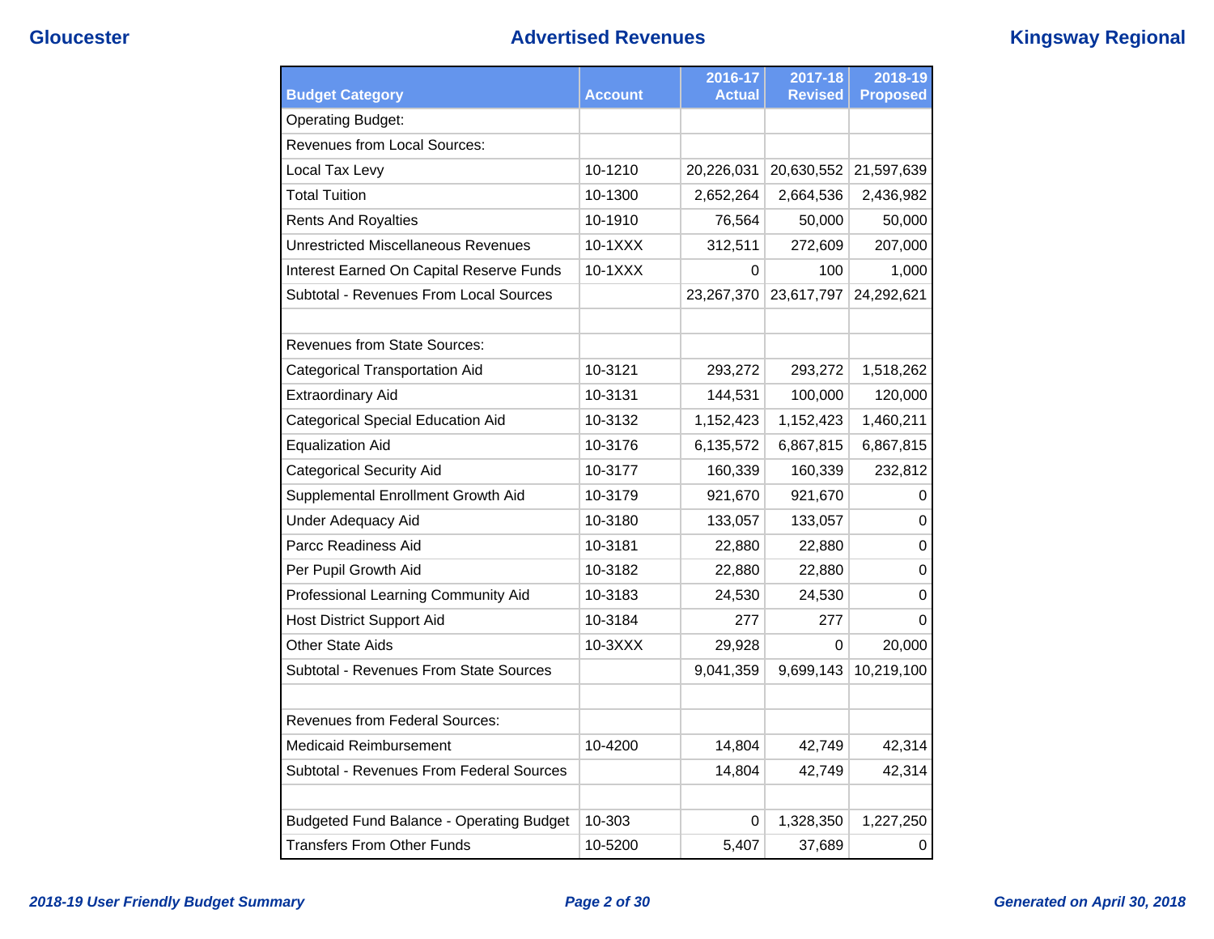# Advertised Revenues

| Budget Category | Account | 2016-17 Actual | 2017-18 Revised | 2018-19 Proposed |
|---|---|---|---|---|
| Operating Budget: | | | | |
| Revenues from Local Sources: | | | | |
| Local Tax Levy | 10-1210 | 20,226,031 | 20,630,552 | 21,597,639 |
| Total Tuition | 10-1300 | 2,652,264 | 2,664,536 | 2,436,982 |
| Rents And Royalties | 10-1910 | 76,564 | 50,000 | 50,000 |
| Unrestricted Miscellaneous Revenues | 10-1XXX | 312,511 | 272,609 | 207,000 |
| Interest Earned On Capital Reserve Funds | 10-1XXX | 0 | 100 | 1,000 |
| Subtotal - Revenues From Local Sources | | 23,267,370 | 23,617,797 | 24,292,621 |
| | | | | |
| Revenues from State Sources: | | | | |
| Categorical Transportation Aid | 10-3121 | 293,272 | 293,272 | 1,518,262 |
| Extraordinary Aid | 10-3131 | 144,531 | 100,000 | 120,000 |
| Categorical Special Education Aid | 10-3132 | 1,152,423 | 1,152,423 | 1,460,211 |
| Equalization Aid | 10-3176 | 6,135,572 | 6,867,815 | 6,867,815 |
| Categorical Security Aid | 10-3177 | 160,339 | 160,339 | 232,812 |
| Supplemental Enrollment Growth Aid | 10-3179 | 921,670 | 921,670 | 0 |
| Under Adequacy Aid | 10-3180 | 133,057 | 133,057 | 0 |
| Parcc Readiness Aid | 10-3181 | 22,880 | 22,880 | 0 |
| Per Pupil Growth Aid | 10-3182 | 22,880 | 22,880 | 0 |
| Professional Learning Community Aid | 10-3183 | 24,530 | 24,530 | 0 |
| Host District Support Aid | 10-3184 | 277 | 277 | 0 |
| Other State Aids | 10-3XXX | 29,928 | 0 | 20,000 |
| Subtotal - Revenues From State Sources | | 9,041,359 | 9,699,143 | 10,219,100 |
| | | | | |
| Revenues from Federal Sources: | | | | |
| Medicaid Reimbursement | 10-4200 | 14,804 | 42,749 | 42,314 |
| Subtotal - Revenues From Federal Sources | | 14,804 | 42,749 | 42,314 |
| | | | | |
| Budgeted Fund Balance - Operating Budget | 10-303 | 0 | 1,328,350 | 1,227,250 |
| Transfers From Other Funds | 10-5200 | 5,407 | 37,689 | 0 |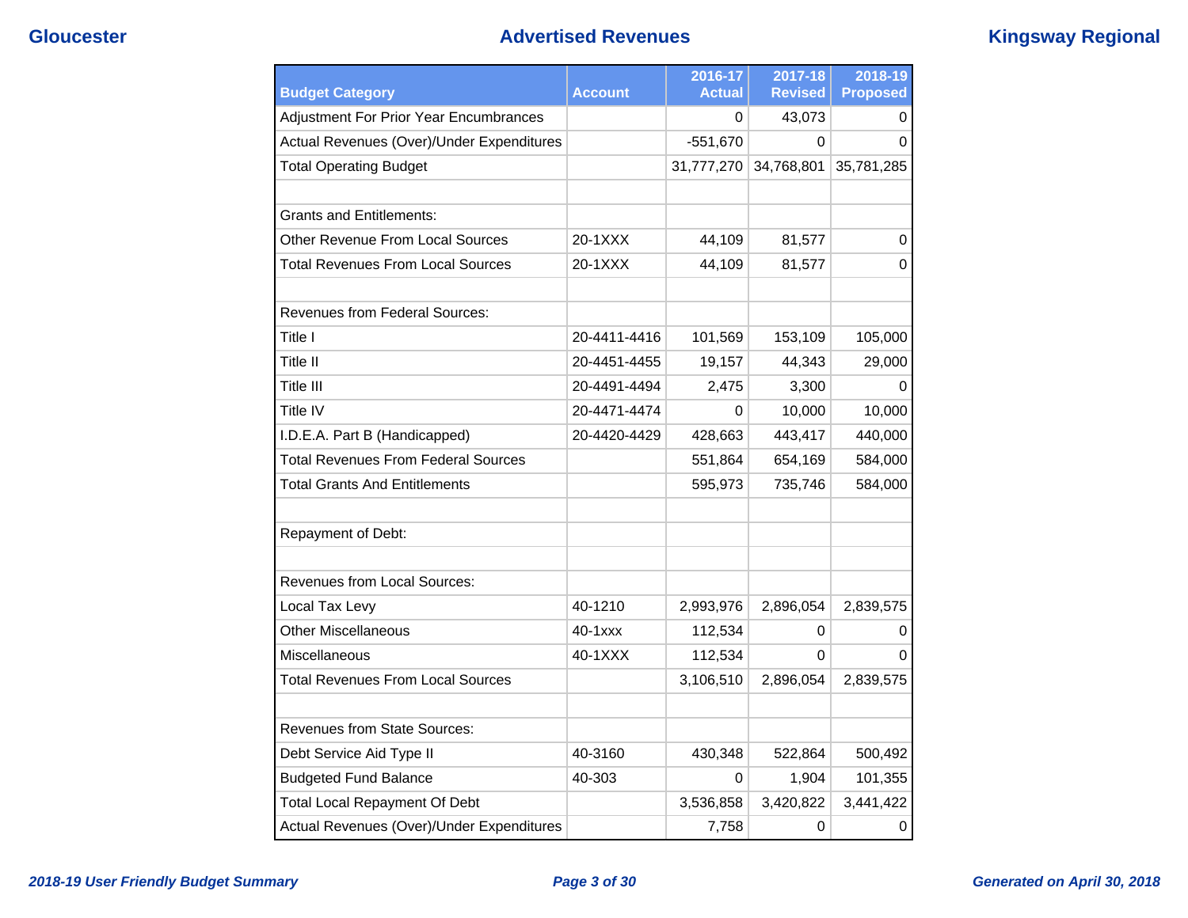| Budget Category | Account | 2016-17 Actual | 2017-18 Revised | 2018-19 Proposed |
|---|---|---|---|---|
| Adjustment For Prior Year Encumbrances | | 0 | 43,073 | 0 |
| Actual Revenues (Over)/Under Expenditures | | -551,670 | 0 | 0 |
| Total Operating Budget | | 31,777,270 | 34,768,801 | 35,781,285 |
| | | | | |
| Grants and Entitlements: | | | | |
| Other Revenue From Local Sources | 20-1XXX | 44,109 | 81,577 | 0 |
| Total Revenues From Local Sources | 20-1XXX | 44,109 | 81,577 | 0 |
| | | | | |
| Revenues from Federal Sources: | | | | |
| Title I | 20-4411-4416 | 101,569 | 153,109 | 105,000 |
| Title II | 20-4451-4455 | 19,157 | 44,343 | 29,000 |
| Title III | 20-4491-4494 | 2,475 | 3,300 | 0 |
| Title IV | 20-4471-4474 | 0 | 10,000 | 10,000 |
| I.D.E.A. Part B (Handicapped) | 20-4420-4429 | 428,663 | 443,417 | 440,000 |
| Total Revenues From Federal Sources | | 551,864 | 654,169 | 584,000 |
| Total Grants And Entitlements | | 595,973 | 735,746 | 584,000 |
| | | | | |
| Repayment of Debt: | | | | |
| | | | | |
| Revenues from Local Sources: | | | | |
| Local Tax Levy | 40-1210 | 2,993,976 | 2,896,054 | 2,839,575 |
| Other Miscellaneous | 40-1xxx | 112,534 | 0 | 0 |
| Miscellaneous | 40-1XXX | 112,534 | 0 | 0 |
| Total Revenues From Local Sources | | 3,106,510 | 2,896,054 | 2,839,575 |
| | | | | |
| Revenues from State Sources: | | | | |
| Debt Service Aid Type II | 40-3160 | 430,348 | 522,864 | 500,492 |
| Budgeted Fund Balance | 40-303 | 0 | 1,904 | 101,355 |
| Total Local Repayment Of Debt | | 3,536,858 | 3,420,822 | 3,441,422 |
| Actual Revenues (Over)/Under Expenditures | | 7,758 | 0 | 0 |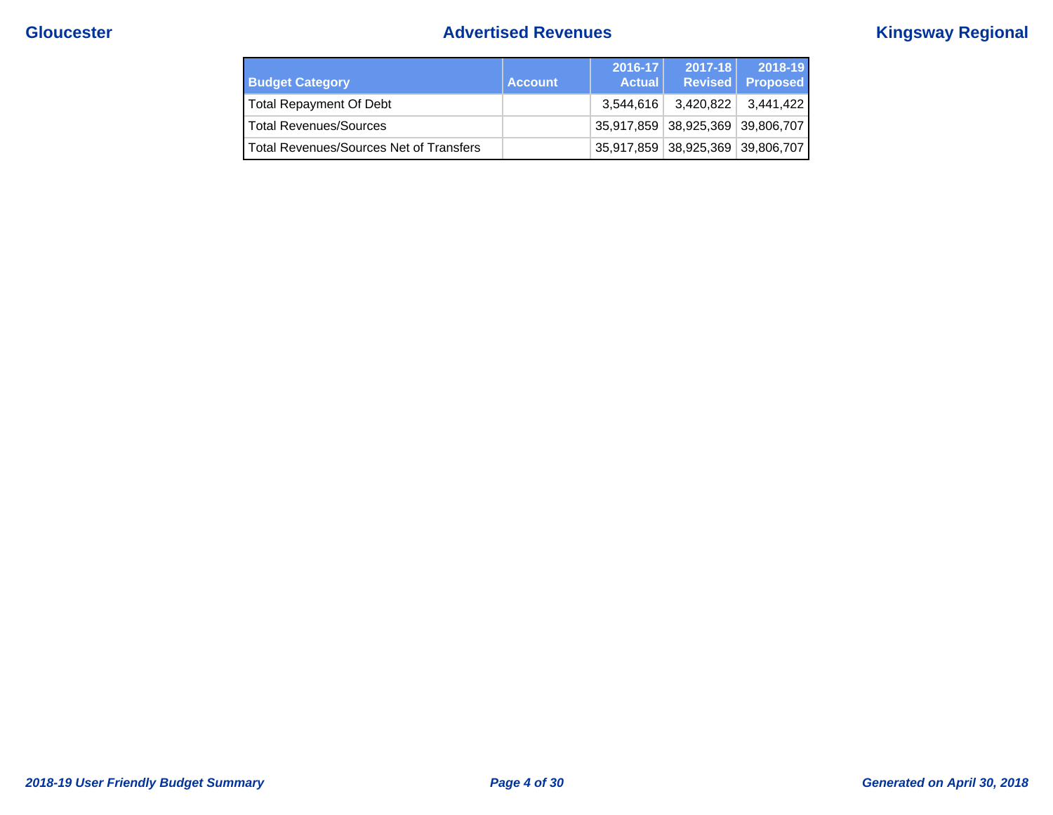| Budget Category | Account | 2016-17 Actual | 2017-18 Revised | 2018-19 Proposed |
|---|---|---|---|---|
| Total Repayment Of Debt | | 3,544,616 | 3,420,822 | 3,441,422 |
| Total Revenues/Sources | | 35,917,859 | 38,925,369 | 39,806,707 |
| Total Revenues/Sources Net of Transfers | | 35,917,859 | 38,925,369 | 39,806,707 |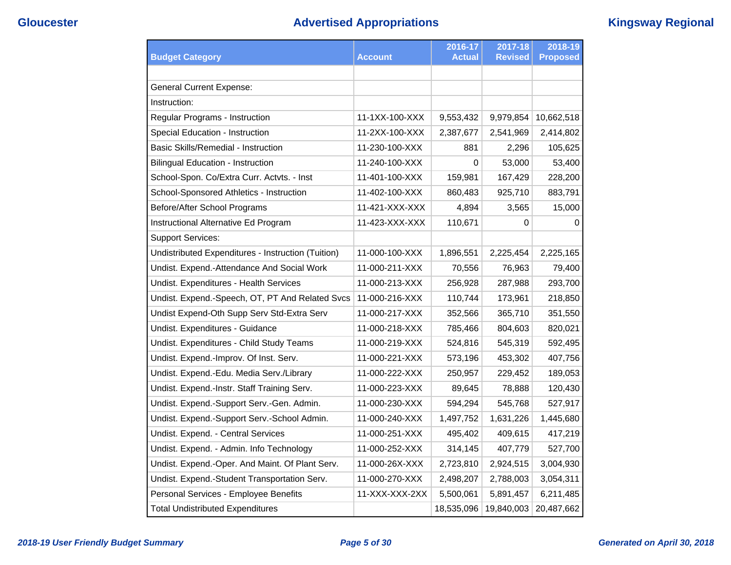## Advertised Appropriations

| Budget Category | Account | 2016-17 Actual | 2017-18 Revised | 2018-19 Proposed |
|---|---|---|---|---|
| | | | | |
| General Current Expense: | | | | |
| Instruction: | | | | |
| Regular Programs - Instruction | 11-1XX-100-XXX | 9,553,432 | 9,979,854 | 10,662,518 |
| Special Education - Instruction | 11-2XX-100-XXX | 2,387,677 | 2,541,969 | 2,414,802 |
| Basic Skills/Remedial - Instruction | 11-230-100-XXX | 881 | 2,296 | 105,625 |
| Bilingual Education - Instruction | 11-240-100-XXX | 0 | 53,000 | 53,400 |
| School-Spon. Co/Extra Curr. Actvts. - Inst | 11-401-100-XXX | 159,981 | 167,429 | 228,200 |
| School-Sponsored Athletics - Instruction | 11-402-100-XXX | 860,483 | 925,710 | 883,791 |
| Before/After School Programs | 11-421-XXX-XXX | 4,894 | 3,565 | 15,000 |
| Instructional Alternative Ed Program | 11-423-XXX-XXX | 110,671 | 0 | 0 |
| Support Services: | | | | |
| Undistributed Expenditures - Instruction (Tuition) | 11-000-100-XXX | 1,896,551 | 2,225,454 | 2,225,165 |
| Undist. Expend.-Attendance And Social Work | 11-000-211-XXX | 70,556 | 76,963 | 79,400 |
| Undist. Expenditures - Health Services | 11-000-213-XXX | 256,928 | 287,988 | 293,700 |
| Undist. Expend.-Speech, OT, PT And Related Svcs | 11-000-216-XXX | 110,744 | 173,961 | 218,850 |
| Undist Expend-Oth Supp Serv Std-Extra Serv | 11-000-217-XXX | 352,566 | 365,710 | 351,550 |
| Undist. Expenditures - Guidance | 11-000-218-XXX | 785,466 | 804,603 | 820,021 |
| Undist. Expenditures - Child Study Teams | 11-000-219-XXX | 524,816 | 545,319 | 592,495 |
| Undist. Expend.-Improv. Of Inst. Serv. | 11-000-221-XXX | 573,196 | 453,302 | 407,756 |
| Undist. Expend.-Edu. Media Serv./Library | 11-000-222-XXX | 250,957 | 229,452 | 189,053 |
| Undist. Expend.-Instr. Staff Training Serv. | 11-000-223-XXX | 89,645 | 78,888 | 120,430 |
| Undist. Expend.-Support Serv.-Gen. Admin. | 11-000-230-XXX | 594,294 | 545,768 | 527,917 |
| Undist. Expend.-Support Serv.-School Admin. | 11-000-240-XXX | 1,497,752 | 1,631,226 | 1,445,680 |
| Undist. Expend. - Central Services | 11-000-251-XXX | 495,402 | 409,615 | 417,219 |
| Undist. Expend. - Admin. Info Technology | 11-000-252-XXX | 314,145 | 407,779 | 527,700 |
| Undist. Expend.-Oper. And Maint. Of Plant Serv. | 11-000-26X-XXX | 2,723,810 | 2,924,515 | 3,004,930 |
| Undist. Expend.-Student Transportation Serv. | 11-000-270-XXX | 2,498,207 | 2,788,003 | 3,054,311 |
| Personal Services - Employee Benefits | 11-XXX-XXX-2XX | 5,500,061 | 5,891,457 | 6,211,485 |
| Total Undistributed Expenditures | | 18,535,096 | 19,840,003 | 20,487,662 |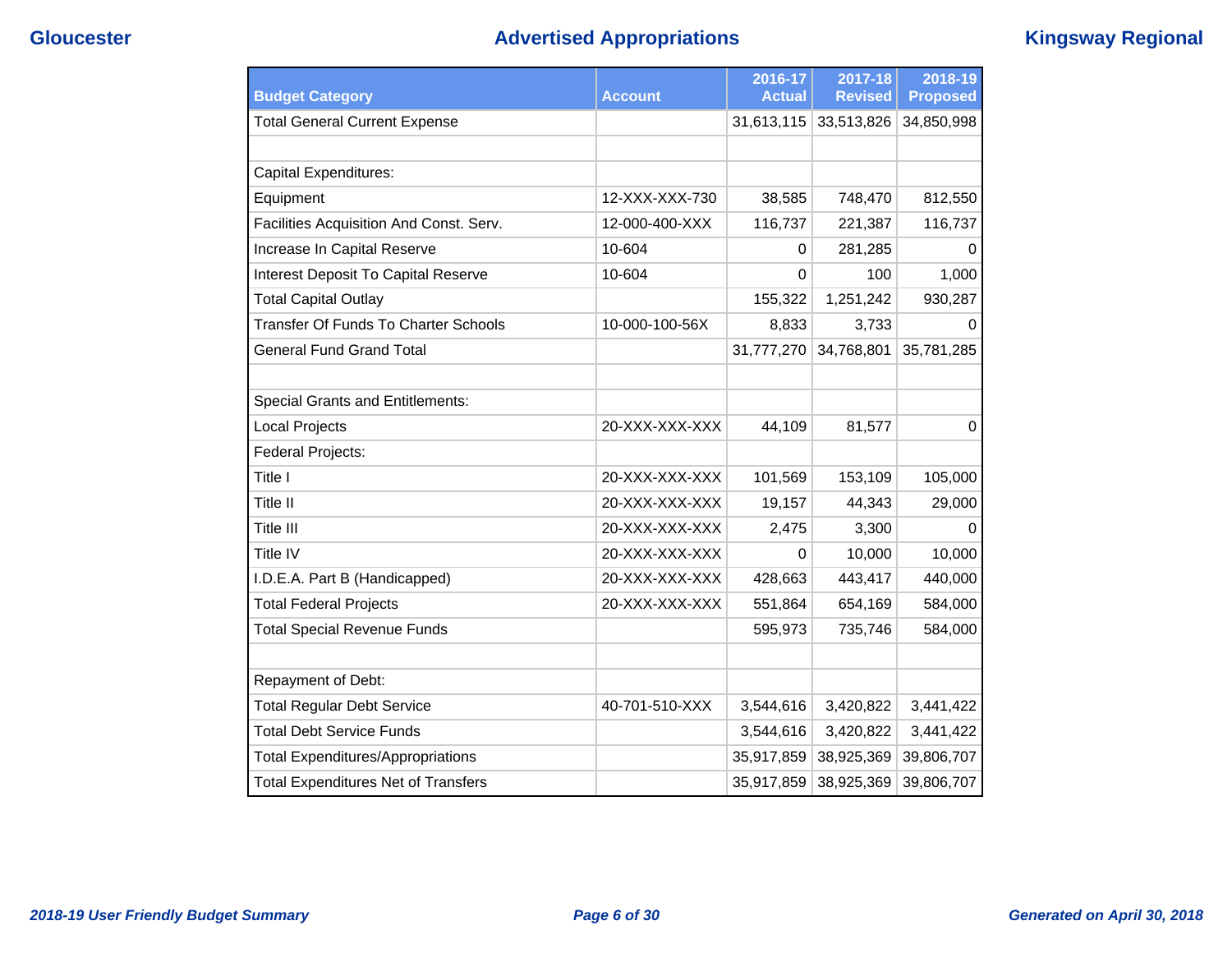| Budget Category | Account | 2016-17 Actual | 2017-18 Revised | 2018-19 Proposed |
|---|---|---|---|---|
| Total General Current Expense | | 31,613,115 | 33,513,826 | 34,850,998 |
| | | | | |
| Capital Expenditures: | | | | |
| Equipment | 12-XXX-XXX-730 | 38,585 | 748,470 | 812,550 |
| Facilities Acquisition And Const. Serv. | 12-000-400-XXX | 116,737 | 221,387 | 116,737 |
| Increase In Capital Reserve | 10-604 | 0 | 281,285 | 0 |
| Interest Deposit To Capital Reserve | 10-604 | 0 | 100 | 1,000 |
| Total Capital Outlay | | 155,322 | 1,251,242 | 930,287 |
| Transfer Of Funds To Charter Schools | 10-000-100-56X | 8,833 | 3,733 | 0 |
| General Fund Grand Total | | 31,777,270 | 34,768,801 | 35,781,285 |
| | | | | |
| Special Grants and Entitlements: | | | | |
| Local Projects | 20-XXX-XXX-XXX | 44,109 | 81,577 | 0 |
| Federal Projects: | | | | |
| Title I | 20-XXX-XXX-XXX | 101,569 | 153,109 | 105,000 |
| Title II | 20-XXX-XXX-XXX | 19,157 | 44,343 | 29,000 |
| Title III | 20-XXX-XXX-XXX | 2,475 | 3,300 | 0 |
| Title IV | 20-XXX-XXX-XXX | 0 | 10,000 | 10,000 |
| I.D.E.A. Part B (Handicapped) | 20-XXX-XXX-XXX | 428,663 | 443,417 | 440,000 |
| Total Federal Projects | 20-XXX-XXX-XXX | 551,864 | 654,169 | 584,000 |
| Total Special Revenue Funds | | 595,973 | 735,746 | 584,000 |
| | | | | |
| Repayment of Debt: | | | | |
| Total Regular Debt Service | 40-701-510-XXX | 3,544,616 | 3,420,822 | 3,441,422 |
| Total Debt Service Funds | | 3,544,616 | 3,420,822 | 3,441,422 |
| Total Expenditures/Appropriations | | 35,917,859 | 38,925,369 | 39,806,707 |
| Total Expenditures Net of Transfers | | 35,917,859 | 38,925,369 | 39,806,707 |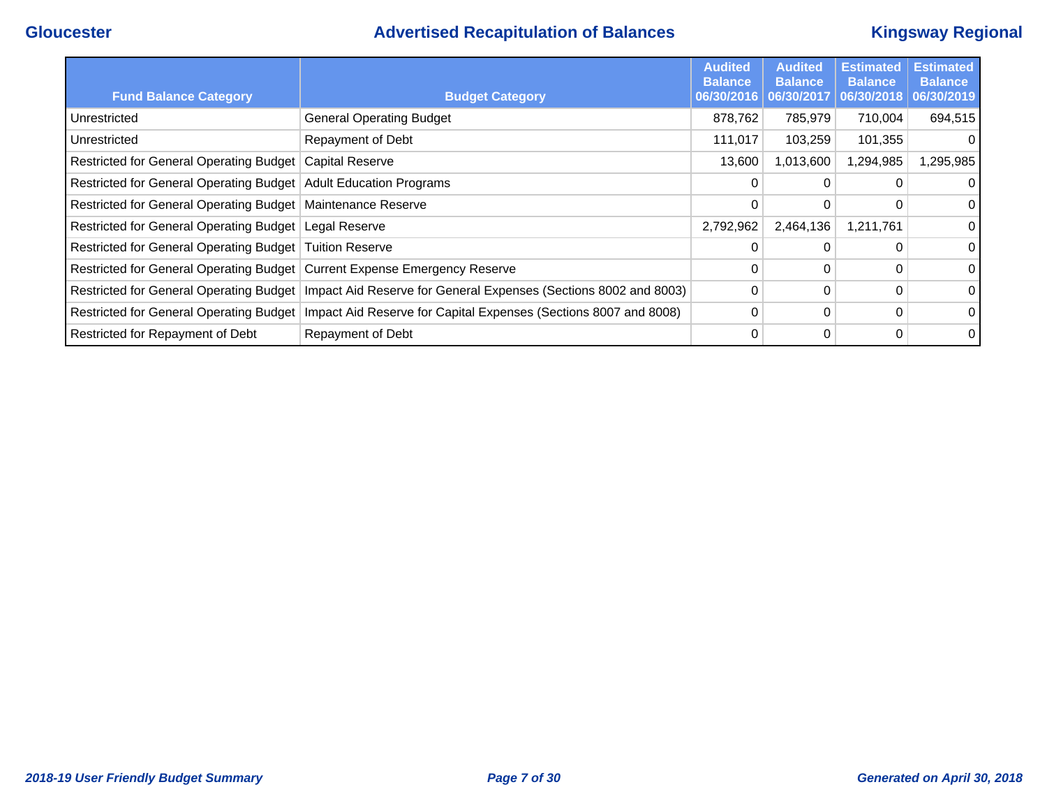## Advertised Recapitulation of Balances

Gloucester — Kingsway Regional

| Fund Balance Category | Budget Category | Audited Balance 06/30/2016 | Audited Balance 06/30/2017 | Estimated Balance 06/30/2018 | Estimated Balance 06/30/2019 |
|---|---|---|---|---|---|
| Unrestricted | General Operating Budget | 878,762 | 785,979 | 710,004 | 694,515 |
| Unrestricted | Repayment of Debt | 111,017 | 103,259 | 101,355 | 0 |
| Restricted for General Operating Budget | Capital Reserve | 13,600 | 1,013,600 | 1,294,985 | 1,295,985 |
| Restricted for General Operating Budget | Adult Education Programs | 0 | 0 | 0 | 0 |
| Restricted for General Operating Budget | Maintenance Reserve | 0 | 0 | 0 | 0 |
| Restricted for General Operating Budget | Legal Reserve | 2,792,962 | 2,464,136 | 1,211,761 | 0 |
| Restricted for General Operating Budget | Tuition Reserve | 0 | 0 | 0 | 0 |
| Restricted for General Operating Budget | Current Expense Emergency Reserve | 0 | 0 | 0 | 0 |
| Restricted for General Operating Budget | Impact Aid Reserve for General Expenses (Sections 8002 and 8003) | 0 | 0 | 0 | 0 |
| Restricted for General Operating Budget | Impact Aid Reserve for Capital Expenses (Sections 8007 and 8008) | 0 | 0 | 0 | 0 |
| Restricted for Repayment of Debt | Repayment of Debt | 0 | 0 | 0 | 0 |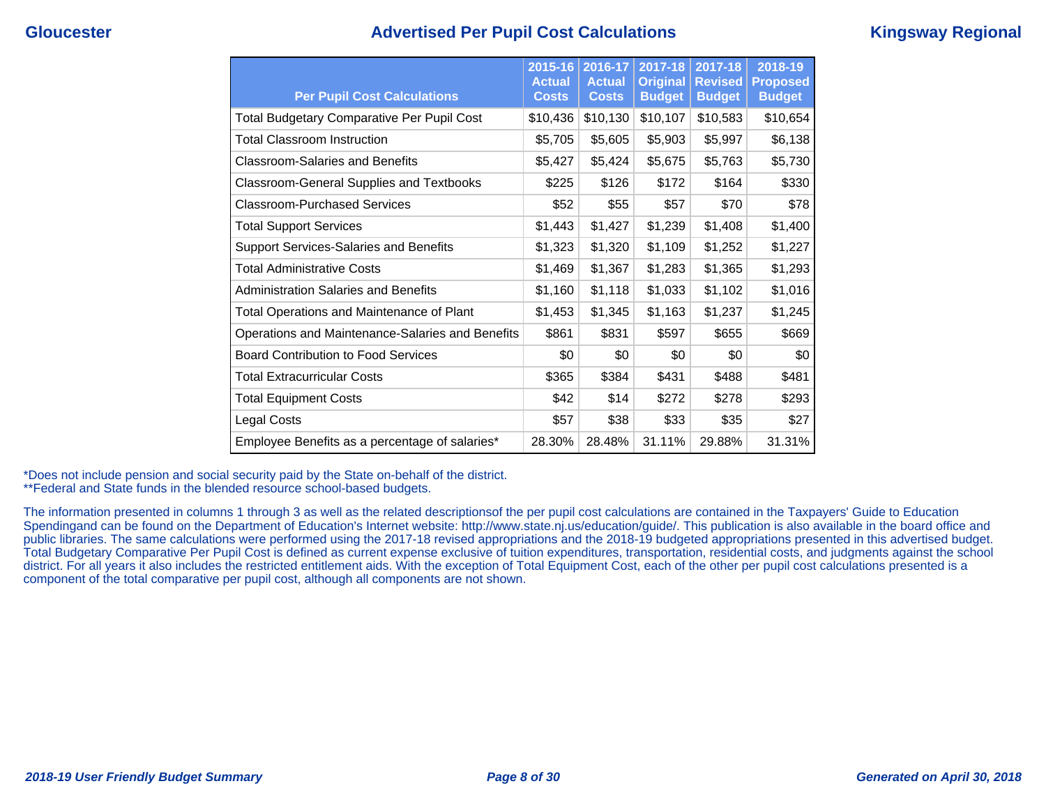# Advertised Per Pupil Cost Calculations

Gloucester — Kingsway Regional

| Per Pupil Cost Calculations | 2015-16 Actual Costs | 2016-17 Actual Costs | 2017-18 Original Budget | 2017-18 Revised Budget | 2018-19 Proposed Budget |
|---|---|---|---|---|---|
| Total Budgetary Comparative Per Pupil Cost | $10,436 | $10,130 | $10,107 | $10,583 | $10,654 |
| Total Classroom Instruction | $5,705 | $5,605 | $5,903 | $5,997 | $6,138 |
| Classroom-Salaries and Benefits | $5,427 | $5,424 | $5,675 | $5,763 | $5,730 |
| Classroom-General Supplies and Textbooks | $225 | $126 | $172 | $164 | $330 |
| Classroom-Purchased Services | $52 | $55 | $57 | $70 | $78 |
| Total Support Services | $1,443 | $1,427 | $1,239 | $1,408 | $1,400 |
| Support Services-Salaries and Benefits | $1,323 | $1,320 | $1,109 | $1,252 | $1,227 |
| Total Administrative Costs | $1,469 | $1,367 | $1,283 | $1,365 | $1,293 |
| Administration Salaries and Benefits | $1,160 | $1,118 | $1,033 | $1,102 | $1,016 |
| Total Operations and Maintenance of Plant | $1,453 | $1,345 | $1,163 | $1,237 | $1,245 |
| Operations and Maintenance-Salaries and Benefits | $861 | $831 | $597 | $655 | $669 |
| Board Contribution to Food Services | $0 | $0 | $0 | $0 | $0 |
| Total Extracurricular Costs | $365 | $384 | $431 | $488 | $481 |
| Total Equipment Costs | $42 | $14 | $272 | $278 | $293 |
| Legal Costs | $57 | $38 | $33 | $35 | $27 |
| Employee Benefits as a percentage of salaries* | 28.30% | 28.48% | 31.11% | 29.88% | 31.31% |

*Does not include pension and social security paid by the State on-behalf of the district.
**Federal and State funds in the blended resource school-based budgets.

The information presented in columns 1 through 3 as well as the related descriptionsof the per pupil cost calculations are contained in the Taxpayers' Guide to Education Spendingand can be found on the Department of Education's Internet website: http://www.state.nj.us/education/guide/. This publication is also available in the board office and public libraries. The same calculations were performed using the 2017-18 revised appropriations and the 2018-19 budgeted appropriations presented in this advertised budget. Total Budgetary Comparative Per Pupil Cost is defined as current expense exclusive of tuition expenditures, transportation, residential costs, and judgments against the school district. For all years it also includes the restricted entitlement aids. With the exception of Total Equipment Cost, each of the other per pupil cost calculations presented is a component of the total comparative per pupil cost, although all components are not shown.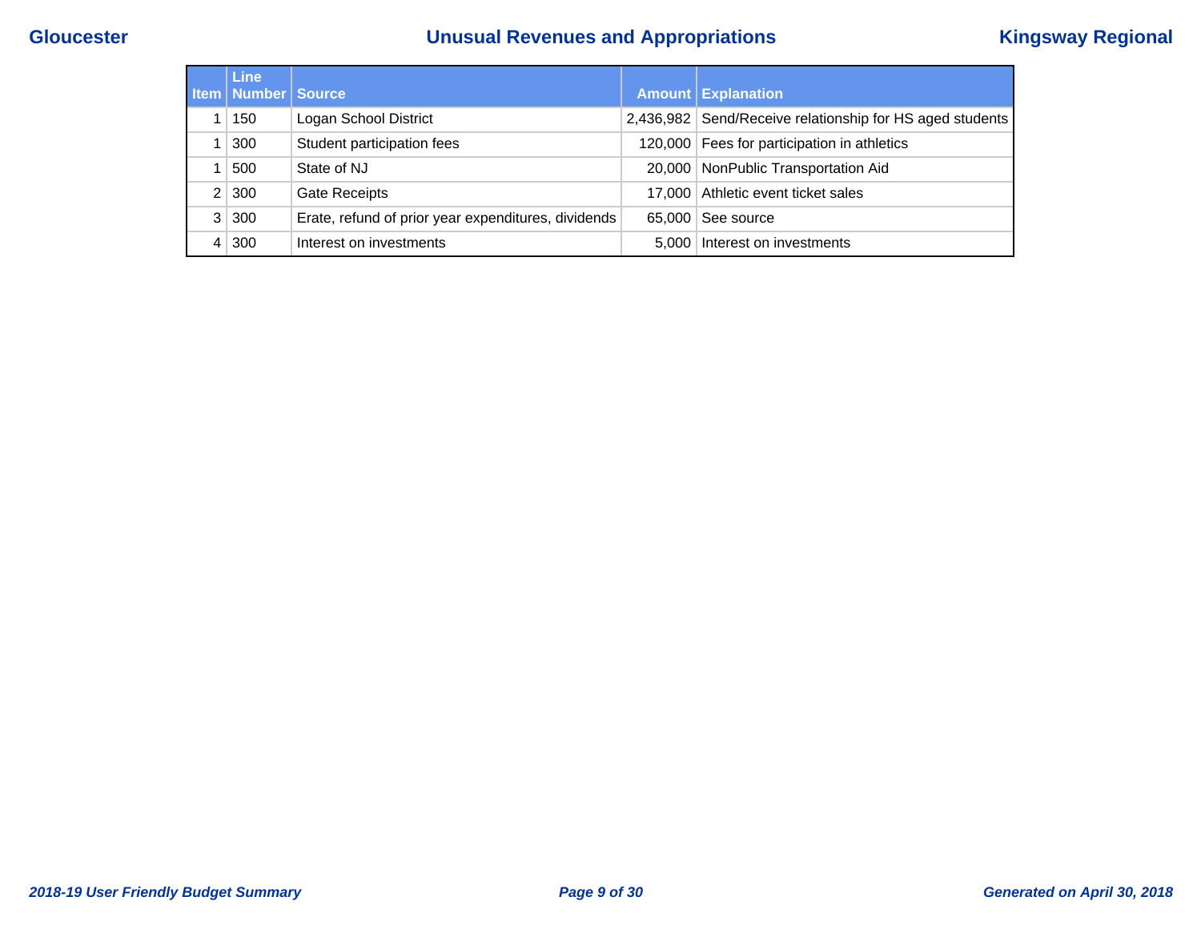# Unusual Revenues and Appropriations

| Item | Line Number | Source | Amount | Explanation |
|---|---|---|---|---|
| 1 | 150 | Logan School District | 2,436,982 | Send/Receive relationship for HS aged students |
| 1 | 300 | Student participation fees | 120,000 | Fees for participation in athletics |
| 1 | 500 | State of NJ | 20,000 | NonPublic Transportation Aid |
| 2 | 300 | Gate Receipts | 17,000 | Athletic event ticket sales |
| 3 | 300 | Erate, refund of prior year expenditures, dividends | 65,000 | See source |
| 4 | 300 | Interest on investments | 5,000 | Interest on investments |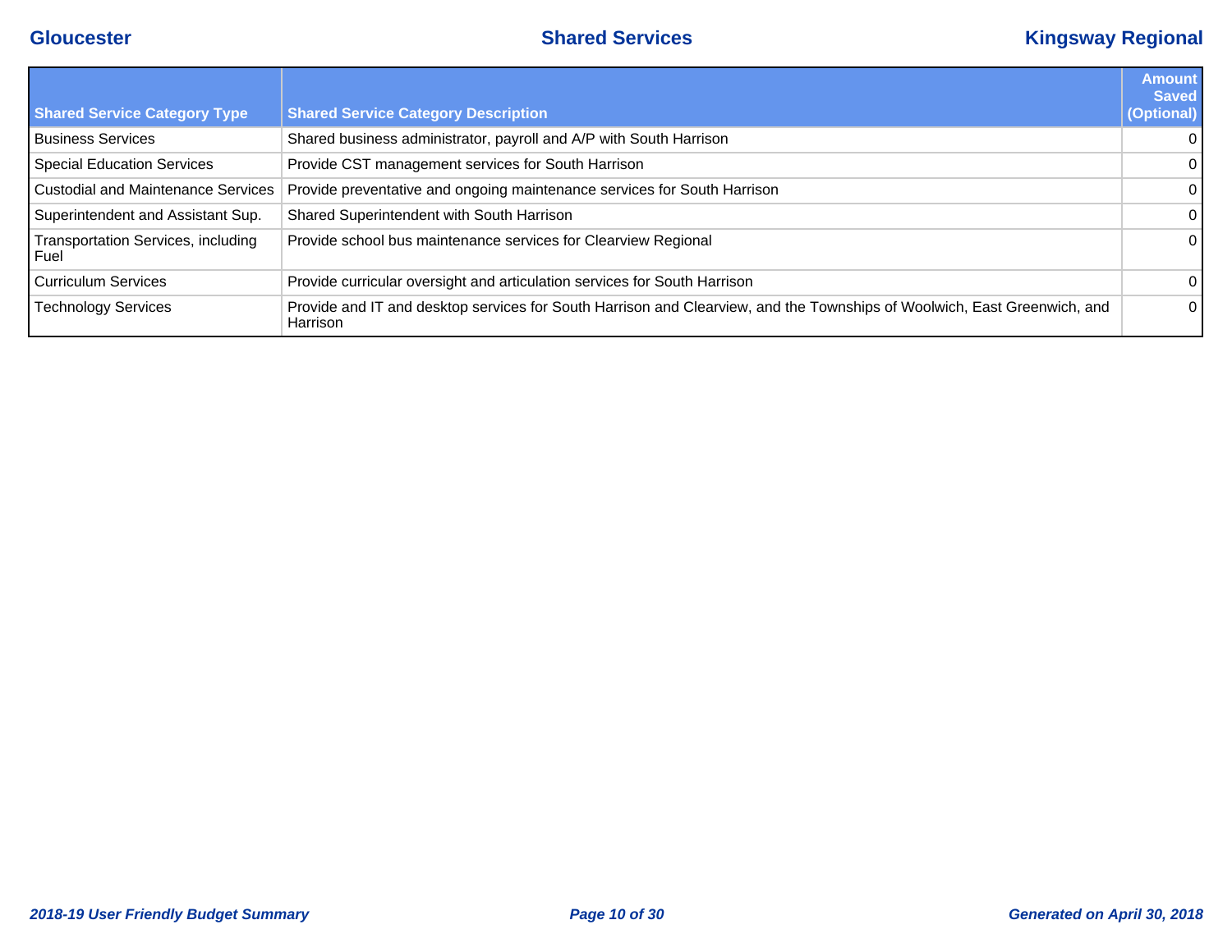| Shared Service Category Type | Shared Service Category Description | Amount Saved (Optional) |
|---|---|---|
| Business Services | Shared business administrator, payroll and A/P with South Harrison | 0 |
| Special Education Services | Provide CST management services for South Harrison | 0 |
| Custodial and Maintenance Services | Provide preventative and ongoing maintenance services for South Harrison | 0 |
| Superintendent and Assistant Sup. | Shared Superintendent with South Harrison | 0 |
| Transportation Services, including Fuel | Provide school bus maintenance services for Clearview Regional | 0 |
| Curriculum Services | Provide curricular oversight and articulation services for South Harrison | 0 |
| Technology Services | Provide and IT and desktop services for South Harrison and Clearview, and the Townships of Woolwich, East Greenwich, and Harrison | 0 |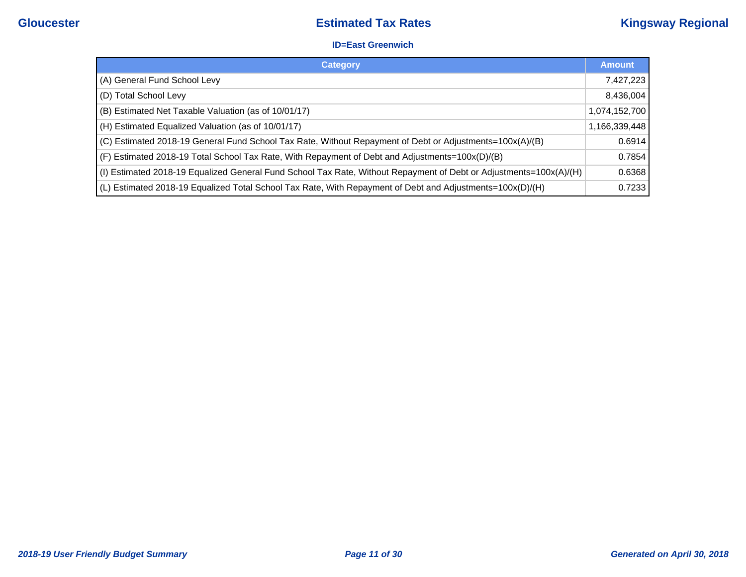# Estimated Tax Rates

Gloucester — Kingsway Regional

**ID=East Greenwich**

| Category | Amount |
|---|---|
| (A) General Fund School Levy | 7,427,223 |
| (D) Total School Levy | 8,436,004 |
| (B) Estimated Net Taxable Valuation (as of 10/01/17) | 1,074,152,700 |
| (H) Estimated Equalized Valuation (as of 10/01/17) | 1,166,339,448 |
| (C) Estimated 2018-19 General Fund School Tax Rate, Without Repayment of Debt or Adjustments=100x(A)/(B) | 0.6914 |
| (F) Estimated 2018-19 Total School Tax Rate, With Repayment of Debt and Adjustments=100x(D)/(B) | 0.7854 |
| (I) Estimated 2018-19 Equalized General Fund School Tax Rate, Without Repayment of Debt or Adjustments=100x(A)/(H) | 0.6368 |
| (L) Estimated 2018-19 Equalized Total School Tax Rate, With Repayment of Debt and Adjustments=100x(D)/(H) | 0.7233 |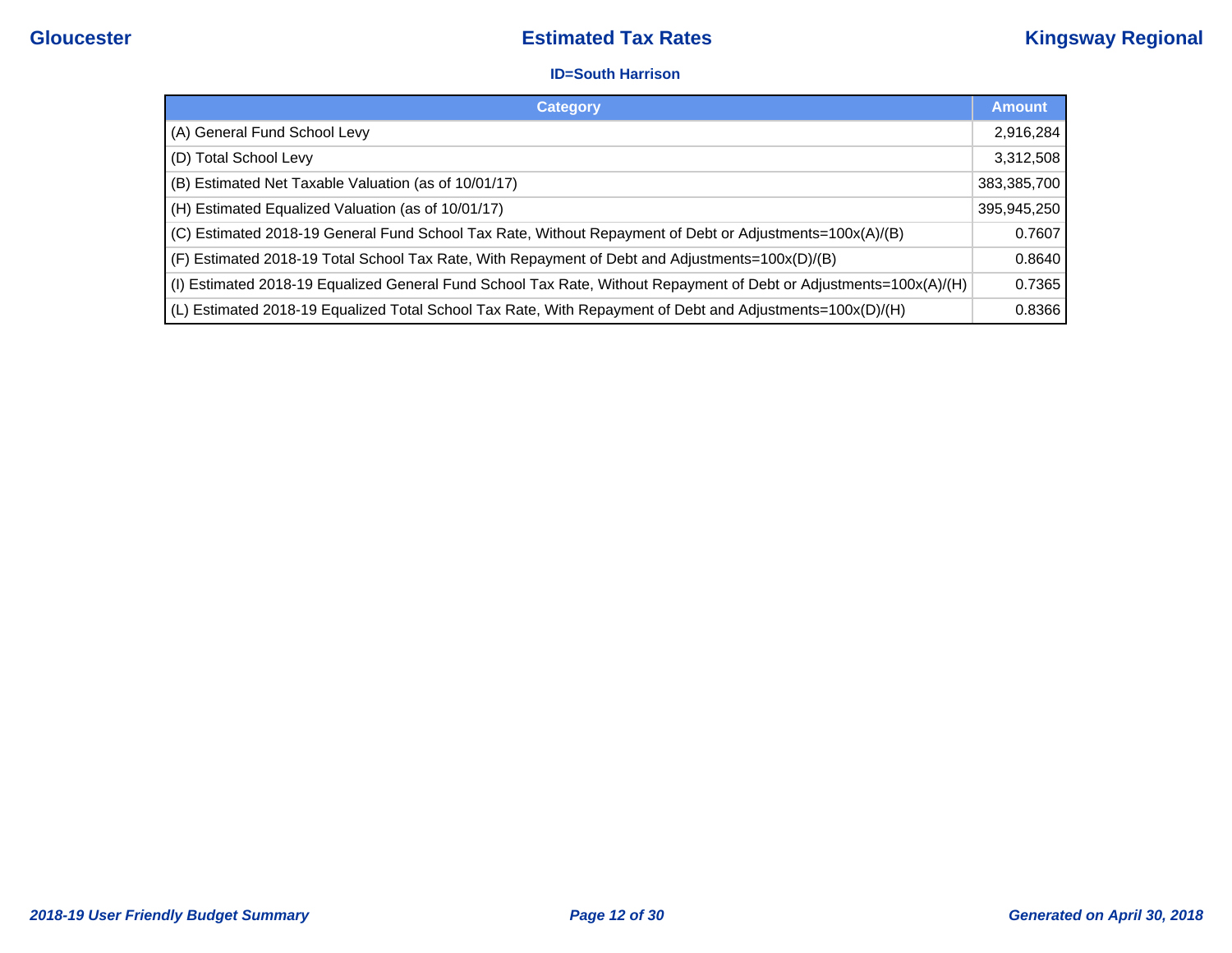# Estimated Tax Rates

Gloucester — Kingsway Regional

**ID=South Harrison**

| Category | Amount |
|---|---|
| (A) General Fund School Levy | 2,916,284 |
| (D) Total School Levy | 3,312,508 |
| (B) Estimated Net Taxable Valuation (as of 10/01/17) | 383,385,700 |
| (H) Estimated Equalized Valuation (as of 10/01/17) | 395,945,250 |
| (C) Estimated 2018-19 General Fund School Tax Rate, Without Repayment of Debt or Adjustments=100x(A)/(B) | 0.7607 |
| (F) Estimated 2018-19 Total School Tax Rate, With Repayment of Debt and Adjustments=100x(D)/(B) | 0.8640 |
| (I) Estimated 2018-19 Equalized General Fund School Tax Rate, Without Repayment of Debt or Adjustments=100x(A)/(H) | 0.7365 |
| (L) Estimated 2018-19 Equalized Total School Tax Rate, With Repayment of Debt and Adjustments=100x(D)/(H) | 0.8366 |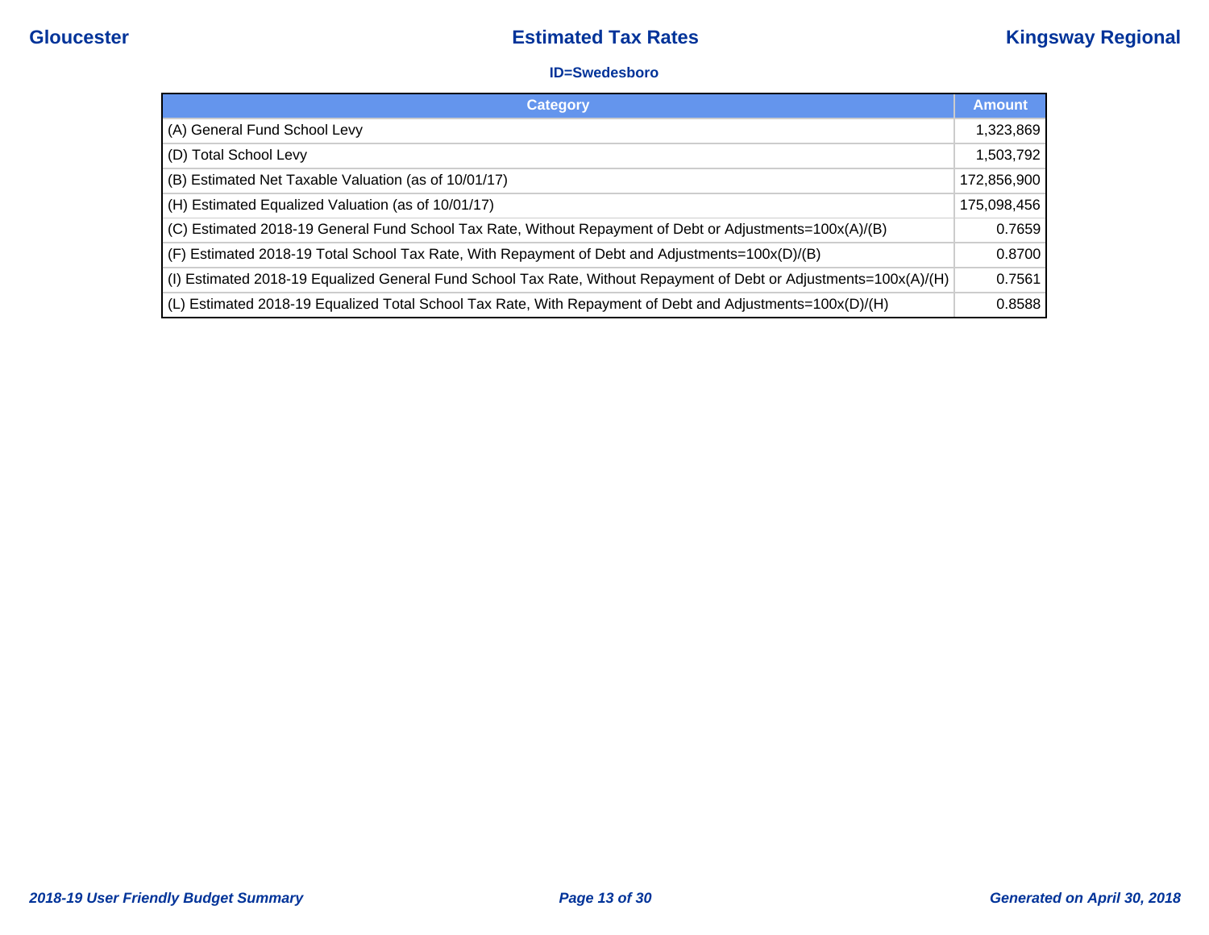# Estimated Tax Rates

### ID=Swedesboro

| Category | Amount |
|---|---|
| (A) General Fund School Levy | 1,323,869 |
| (D) Total School Levy | 1,503,792 |
| (B) Estimated Net Taxable Valuation (as of 10/01/17) | 172,856,900 |
| (H) Estimated Equalized Valuation (as of 10/01/17) | 175,098,456 |
| (C) Estimated 2018-19 General Fund School Tax Rate, Without Repayment of Debt or Adjustments=100x(A)/(B) | 0.7659 |
| (F) Estimated 2018-19 Total School Tax Rate, With Repayment of Debt and Adjustments=100x(D)/(B) | 0.8700 |
| (I) Estimated 2018-19 Equalized General Fund School Tax Rate, Without Repayment of Debt or Adjustments=100x(A)/(H) | 0.7561 |
| (L) Estimated 2018-19 Equalized Total School Tax Rate, With Repayment of Debt and Adjustments=100x(D)/(H) | 0.8588 |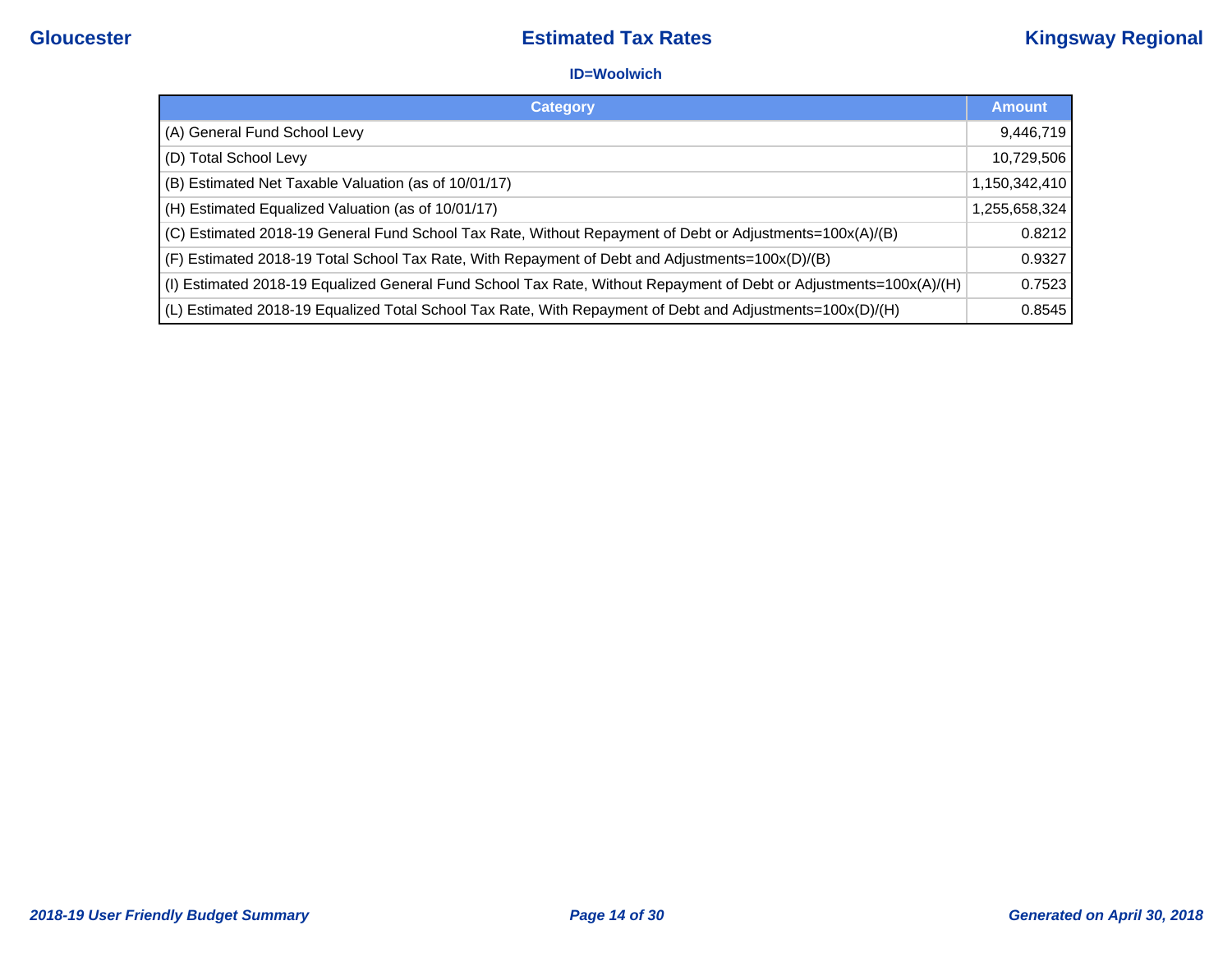Gloucester

# Estimated Tax Rates

Kingsway Regional

### ID=Woolwich

| Category | Amount |
| --- | --- |
| (A) General Fund School Levy | 9,446,719 |
| (D) Total School Levy | 10,729,506 |
| (B) Estimated Net Taxable Valuation (as of 10/01/17) | 1,150,342,410 |
| (H) Estimated Equalized Valuation (as of 10/01/17) | 1,255,658,324 |
| (C) Estimated 2018-19 General Fund School Tax Rate, Without Repayment of Debt or Adjustments=100x(A)/(B) | 0.8212 |
| (F) Estimated 2018-19 Total School Tax Rate, With Repayment of Debt and Adjustments=100x(D)/(B) | 0.9327 |
| (I) Estimated 2018-19 Equalized General Fund School Tax Rate, Without Repayment of Debt or Adjustments=100x(A)/(H) | 0.7523 |
| (L) Estimated 2018-19 Equalized Total School Tax Rate, With Repayment of Debt and Adjustments=100x(D)/(H) | 0.8545 |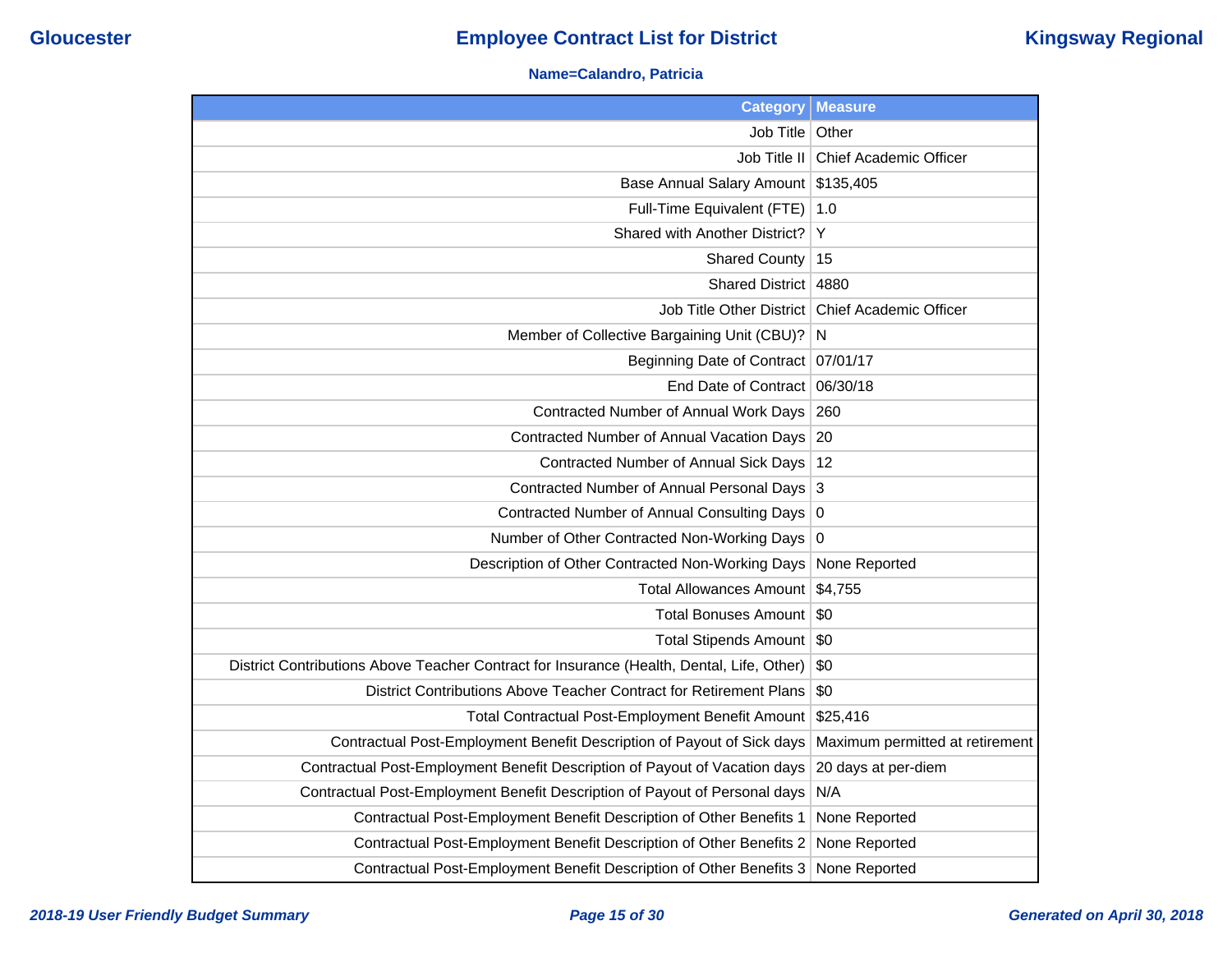# Employee Contract List for District

Gloucester — Kingsway Regional

**Name=Calandro, Patricia**

| Category | Measure |
|---|---|
| Job Title | Other |
| Job Title II | Chief Academic Officer |
| Base Annual Salary Amount | $135,405 |
| Full-Time Equivalent (FTE) | 1.0 |
| Shared with Another District? | Y |
| Shared County | 15 |
| Shared District | 4880 |
| Job Title Other District | Chief Academic Officer |
| Member of Collective Bargaining Unit (CBU)? | N |
| Beginning Date of Contract | 07/01/17 |
| End Date of Contract | 06/30/18 |
| Contracted Number of Annual Work Days | 260 |
| Contracted Number of Annual Vacation Days | 20 |
| Contracted Number of Annual Sick Days | 12 |
| Contracted Number of Annual Personal Days | 3 |
| Contracted Number of Annual Consulting Days | 0 |
| Number of Other Contracted Non-Working Days | 0 |
| Description of Other Contracted Non-Working Days | None Reported |
| Total Allowances Amount | $4,755 |
| Total Bonuses Amount | $0 |
| Total Stipends Amount | $0 |
| District Contributions Above Teacher Contract for Insurance (Health, Dental, Life, Other) | $0 |
| District Contributions Above Teacher Contract for Retirement Plans | $0 |
| Total Contractual Post-Employment Benefit Amount | $25,416 |
| Contractual Post-Employment Benefit Description of Payout of Sick days | Maximum permitted at retirement |
| Contractual Post-Employment Benefit Description of Payout of Vacation days | 20 days at per-diem |
| Contractual Post-Employment Benefit Description of Payout of Personal days | N/A |
| Contractual Post-Employment Benefit Description of Other Benefits 1 | None Reported |
| Contractual Post-Employment Benefit Description of Other Benefits 2 | None Reported |
| Contractual Post-Employment Benefit Description of Other Benefits 3 | None Reported |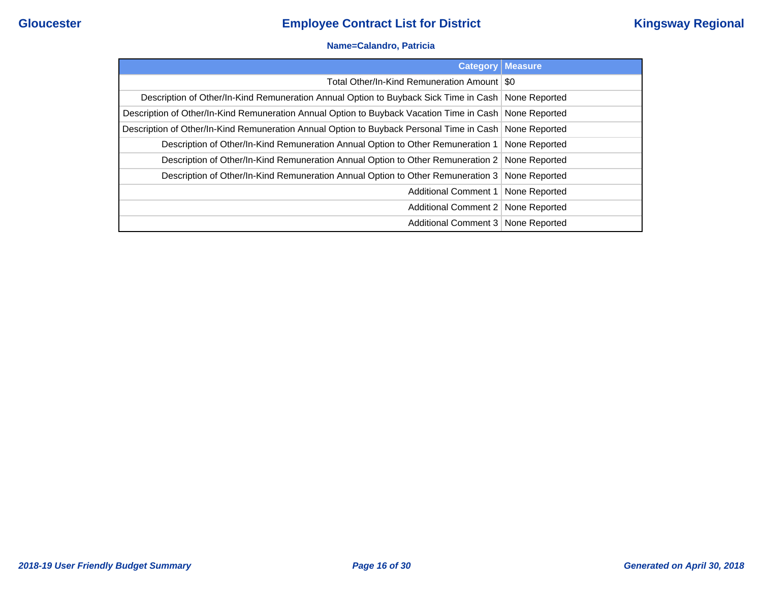**Name=Calandro, Patricia**

| Category | Measure |
| --- | --- |
| Total Other/In-Kind Remuneration Amount | $0 |
| Description of Other/In-Kind Remuneration Annual Option to Buyback Sick Time in Cash | None Reported |
| Description of Other/In-Kind Remuneration Annual Option to Buyback Vacation Time in Cash | None Reported |
| Description of Other/In-Kind Remuneration Annual Option to Buyback Personal Time in Cash | None Reported |
| Description of Other/In-Kind Remuneration Annual Option to Other Remuneration 1 | None Reported |
| Description of Other/In-Kind Remuneration Annual Option to Other Remuneration 2 | None Reported |
| Description of Other/In-Kind Remuneration Annual Option to Other Remuneration 3 | None Reported |
| Additional Comment 1 | None Reported |
| Additional Comment 2 | None Reported |
| Additional Comment 3 | None Reported |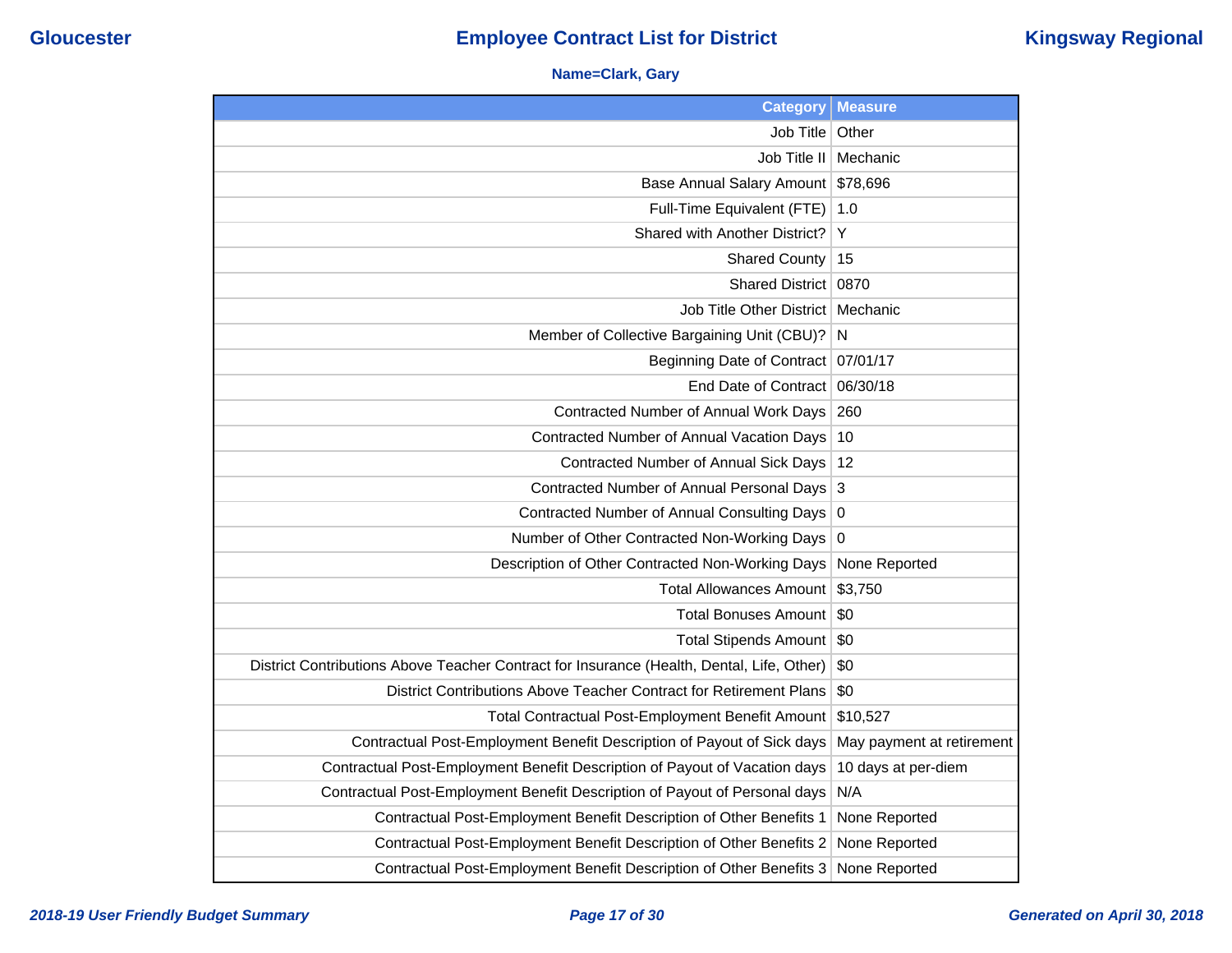**Name=Clark, Gary**

| Category | Measure |
|---|---|
| Job Title | Other |
| Job Title II | Mechanic |
| Base Annual Salary Amount | $78,696 |
| Full-Time Equivalent (FTE) | 1.0 |
| Shared with Another District? | Y |
| Shared County | 15 |
| Shared District | 0870 |
| Job Title Other District | Mechanic |
| Member of Collective Bargaining Unit (CBU)? | N |
| Beginning Date of Contract | 07/01/17 |
| End Date of Contract | 06/30/18 |
| Contracted Number of Annual Work Days | 260 |
| Contracted Number of Annual Vacation Days | 10 |
| Contracted Number of Annual Sick Days | 12 |
| Contracted Number of Annual Personal Days | 3 |
| Contracted Number of Annual Consulting Days | 0 |
| Number of Other Contracted Non-Working Days | 0 |
| Description of Other Contracted Non-Working Days | None Reported |
| Total Allowances Amount | $3,750 |
| Total Bonuses Amount | $0 |
| Total Stipends Amount | $0 |
| District Contributions Above Teacher Contract for Insurance (Health, Dental, Life, Other) | $0 |
| District Contributions Above Teacher Contract for Retirement Plans | $0 |
| Total Contractual Post-Employment Benefit Amount | $10,527 |
| Contractual Post-Employment Benefit Description of Payout of Sick days | May payment at retirement |
| Contractual Post-Employment Benefit Description of Payout of Vacation days | 10 days at per-diem |
| Contractual Post-Employment Benefit Description of Payout of Personal days | N/A |
| Contractual Post-Employment Benefit Description of Other Benefits 1 | None Reported |
| Contractual Post-Employment Benefit Description of Other Benefits 2 | None Reported |
| Contractual Post-Employment Benefit Description of Other Benefits 3 | None Reported |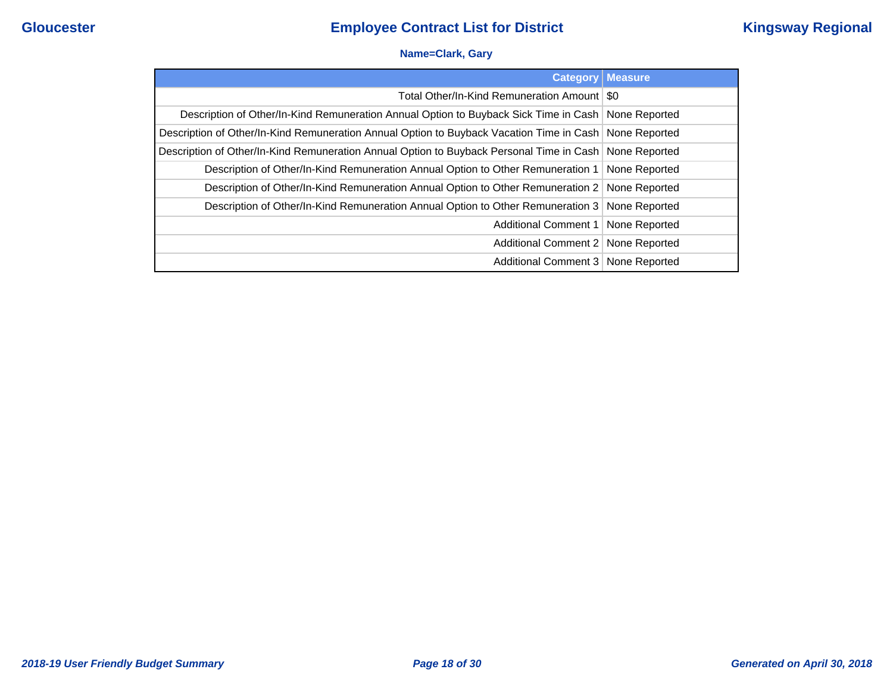**Name=Clark, Gary**

| Category | Measure |
|---|---|
| Total Other/In-Kind Remuneration Amount | $0 |
| Description of Other/In-Kind Remuneration Annual Option to Buyback Sick Time in Cash | None Reported |
| Description of Other/In-Kind Remuneration Annual Option to Buyback Vacation Time in Cash | None Reported |
| Description of Other/In-Kind Remuneration Annual Option to Buyback Personal Time in Cash | None Reported |
| Description of Other/In-Kind Remuneration Annual Option to Other Remuneration 1 | None Reported |
| Description of Other/In-Kind Remuneration Annual Option to Other Remuneration 2 | None Reported |
| Description of Other/In-Kind Remuneration Annual Option to Other Remuneration 3 | None Reported |
| Additional Comment 1 | None Reported |
| Additional Comment 2 | None Reported |
| Additional Comment 3 | None Reported |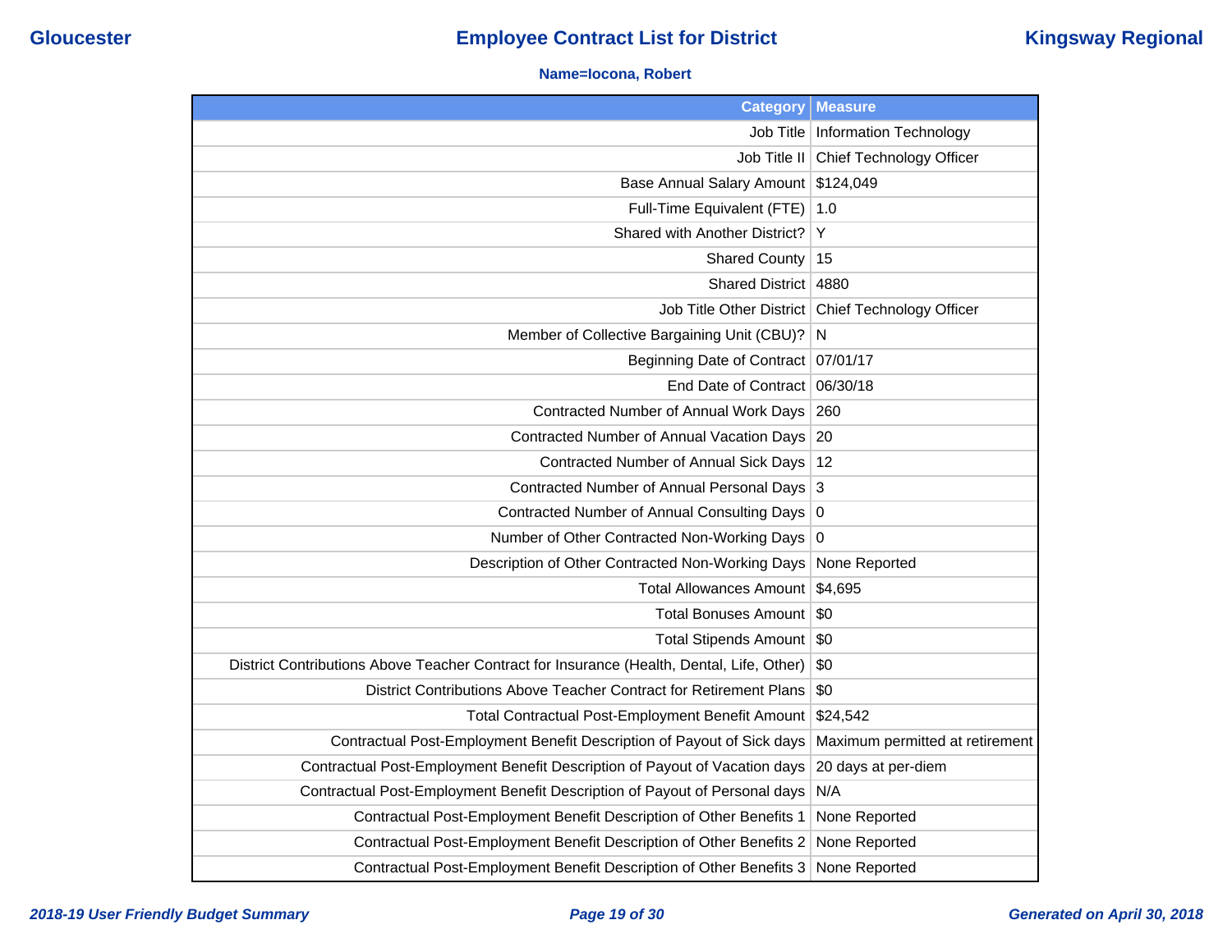**Name=Iocona, Robert**

| Category | Measure |
|---|---|
| Job Title | Information Technology |
| Job Title II | Chief Technology Officer |
| Base Annual Salary Amount | $124,049 |
| Full-Time Equivalent (FTE) | 1.0 |
| Shared with Another District? | Y |
| Shared County | 15 |
| Shared District | 4880 |
| Job Title Other District | Chief Technology Officer |
| Member of Collective Bargaining Unit (CBU)? | N |
| Beginning Date of Contract | 07/01/17 |
| End Date of Contract | 06/30/18 |
| Contracted Number of Annual Work Days | 260 |
| Contracted Number of Annual Vacation Days | 20 |
| Contracted Number of Annual Sick Days | 12 |
| Contracted Number of Annual Personal Days | 3 |
| Contracted Number of Annual Consulting Days | 0 |
| Number of Other Contracted Non-Working Days | 0 |
| Description of Other Contracted Non-Working Days | None Reported |
| Total Allowances Amount | $4,695 |
| Total Bonuses Amount | $0 |
| Total Stipends Amount | $0 |
| District Contributions Above Teacher Contract for Insurance (Health, Dental, Life, Other) | $0 |
| District Contributions Above Teacher Contract for Retirement Plans | $0 |
| Total Contractual Post-Employment Benefit Amount | $24,542 |
| Contractual Post-Employment Benefit Description of Payout of Sick days | Maximum permitted at retirement |
| Contractual Post-Employment Benefit Description of Payout of Vacation days | 20 days at per-diem |
| Contractual Post-Employment Benefit Description of Payout of Personal days | N/A |
| Contractual Post-Employment Benefit Description of Other Benefits 1 | None Reported |
| Contractual Post-Employment Benefit Description of Other Benefits 2 | None Reported |
| Contractual Post-Employment Benefit Description of Other Benefits 3 | None Reported |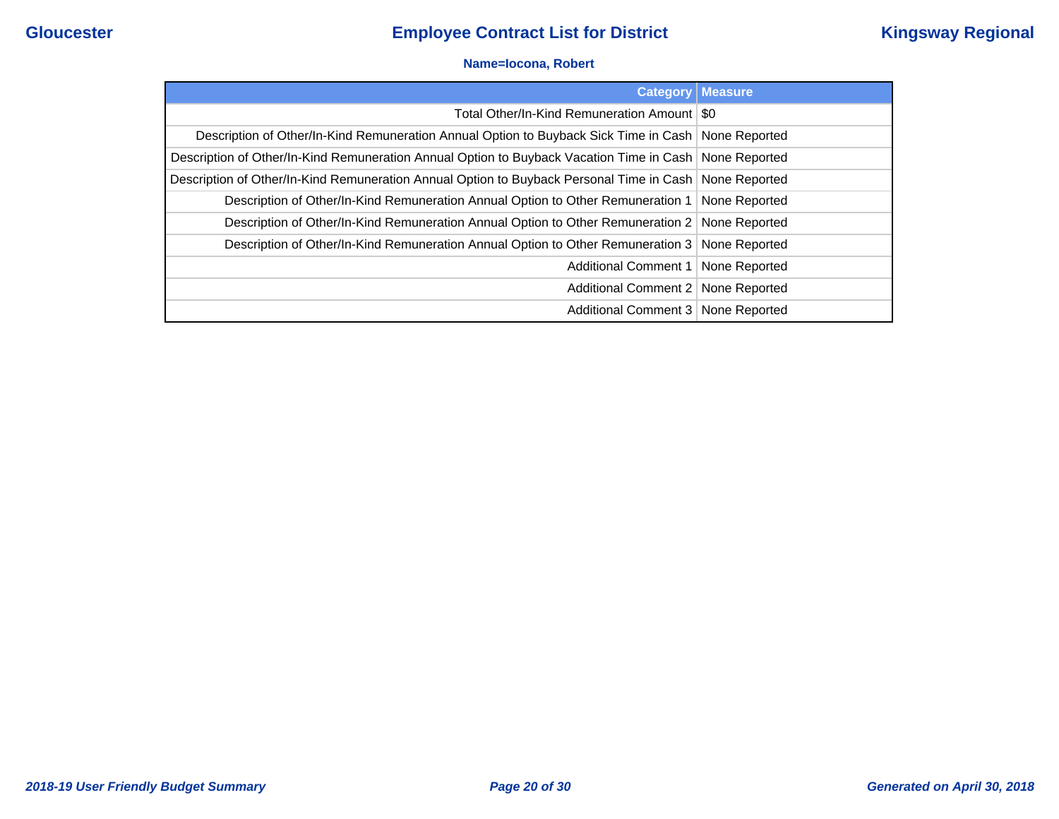**Name=Iocona, Robert**

| Category | Measure |
|---|---|
| Total Other/In-Kind Remuneration Amount | $0 |
| Description of Other/In-Kind Remuneration Annual Option to Buyback Sick Time in Cash | None Reported |
| Description of Other/In-Kind Remuneration Annual Option to Buyback Vacation Time in Cash | None Reported |
| Description of Other/In-Kind Remuneration Annual Option to Buyback Personal Time in Cash | None Reported |
| Description of Other/In-Kind Remuneration Annual Option to Other Remuneration 1 | None Reported |
| Description of Other/In-Kind Remuneration Annual Option to Other Remuneration 2 | None Reported |
| Description of Other/In-Kind Remuneration Annual Option to Other Remuneration 3 | None Reported |
| Additional Comment 1 | None Reported |
| Additional Comment 2 | None Reported |
| Additional Comment 3 | None Reported |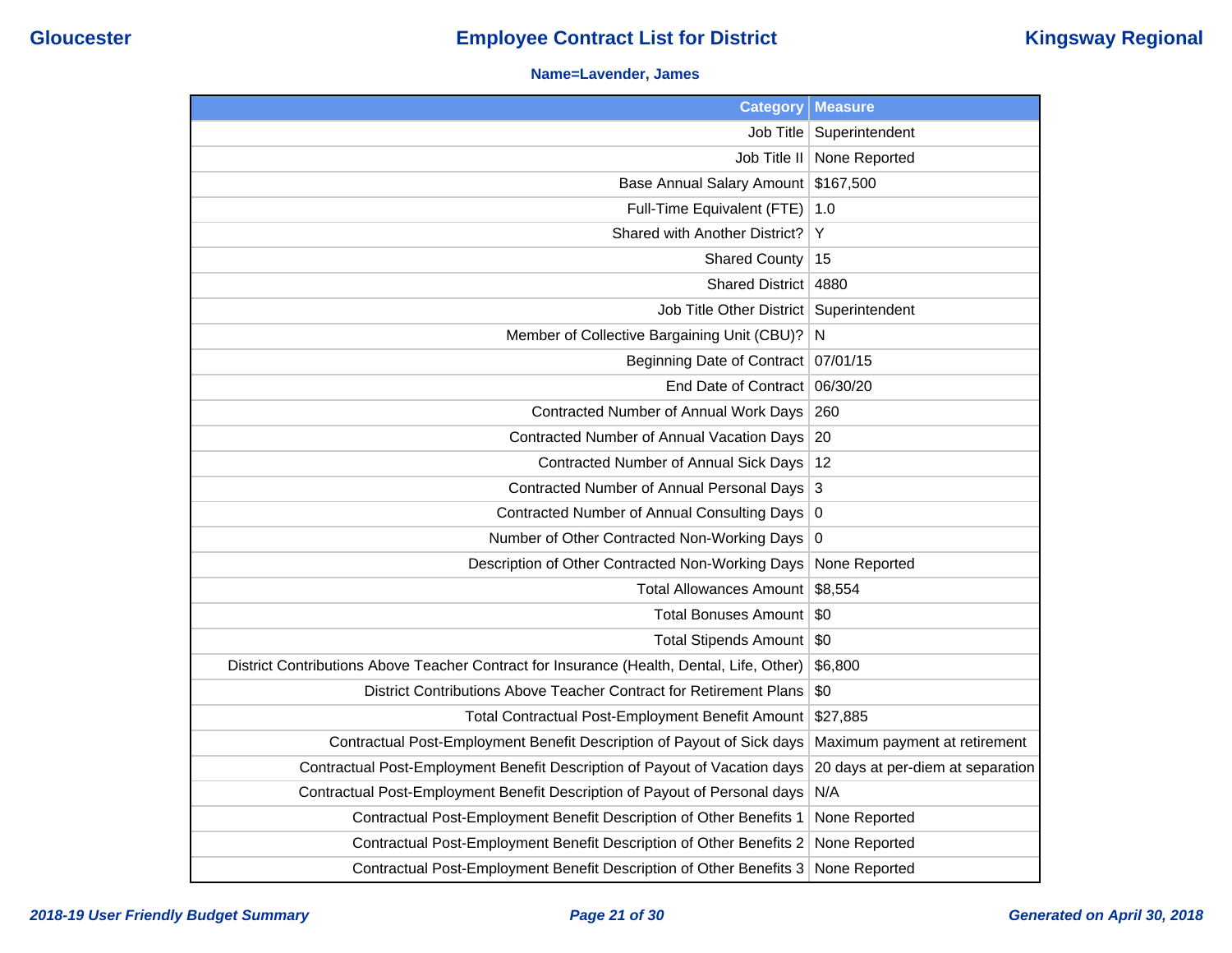# Employee Contract List for District

Gloucester — Kingsway Regional

**Name=Lavender, James**

| Category | Measure |
|---|---|
| Job Title | Superintendent |
| Job Title II | None Reported |
| Base Annual Salary Amount | $167,500 |
| Full-Time Equivalent (FTE) | 1.0 |
| Shared with Another District? | Y |
| Shared County | 15 |
| Shared District | 4880 |
| Job Title Other District | Superintendent |
| Member of Collective Bargaining Unit (CBU)? | N |
| Beginning Date of Contract | 07/01/15 |
| End Date of Contract | 06/30/20 |
| Contracted Number of Annual Work Days | 260 |
| Contracted Number of Annual Vacation Days | 20 |
| Contracted Number of Annual Sick Days | 12 |
| Contracted Number of Annual Personal Days | 3 |
| Contracted Number of Annual Consulting Days | 0 |
| Number of Other Contracted Non-Working Days | 0 |
| Description of Other Contracted Non-Working Days | None Reported |
| Total Allowances Amount | $8,554 |
| Total Bonuses Amount | $0 |
| Total Stipends Amount | $0 |
| District Contributions Above Teacher Contract for Insurance (Health, Dental, Life, Other) | $6,800 |
| District Contributions Above Teacher Contract for Retirement Plans | $0 |
| Total Contractual Post-Employment Benefit Amount | $27,885 |
| Contractual Post-Employment Benefit Description of Payout of Sick days | Maximum payment at retirement |
| Contractual Post-Employment Benefit Description of Payout of Vacation days | 20 days at per-diem at separation |
| Contractual Post-Employment Benefit Description of Payout of Personal days | N/A |
| Contractual Post-Employment Benefit Description of Other Benefits 1 | None Reported |
| Contractual Post-Employment Benefit Description of Other Benefits 2 | None Reported |
| Contractual Post-Employment Benefit Description of Other Benefits 3 | None Reported |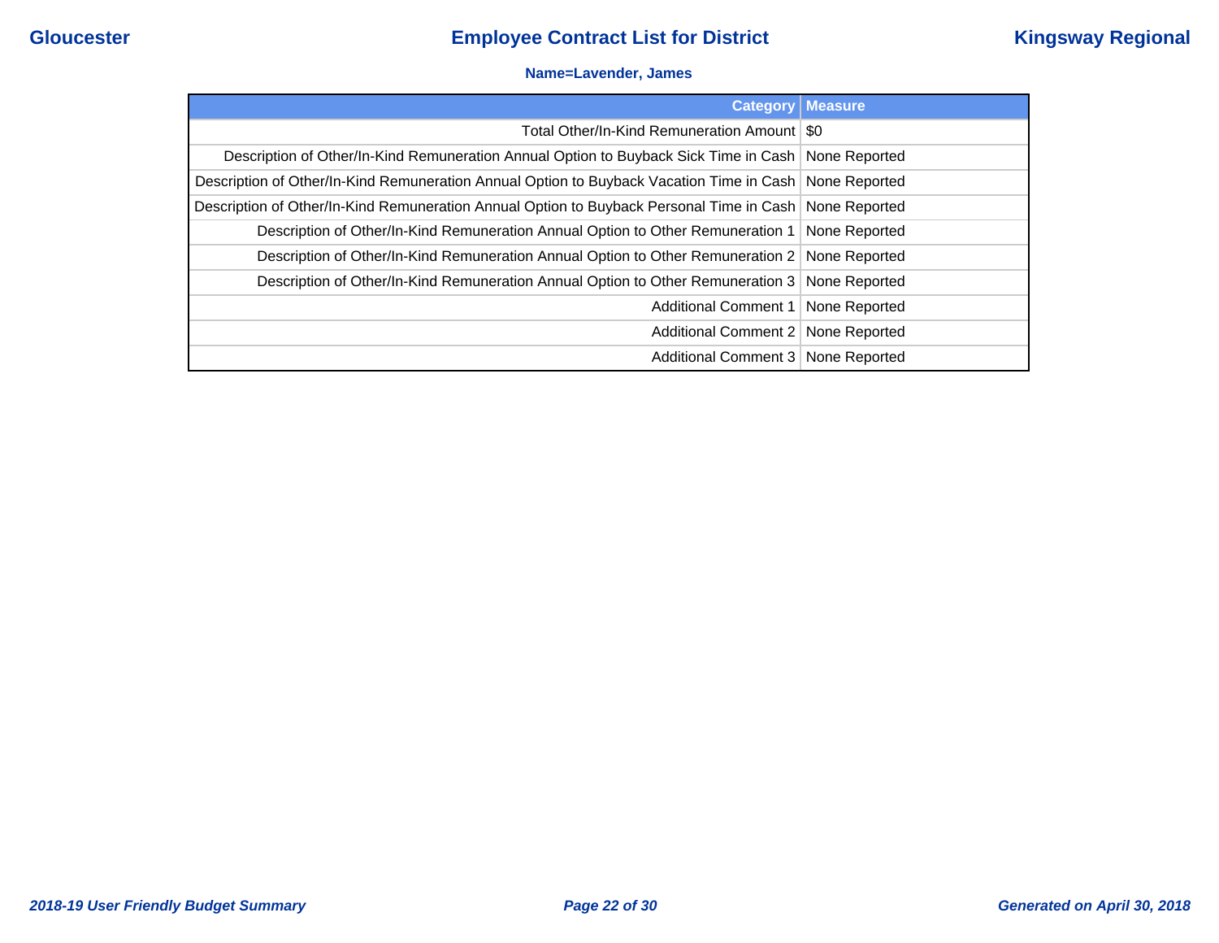**Name=Lavender, James**

| Category | Measure |
|---|---|
| Total Other/In-Kind Remuneration Amount | $0 |
| Description of Other/In-Kind Remuneration Annual Option to Buyback Sick Time in Cash | None Reported |
| Description of Other/In-Kind Remuneration Annual Option to Buyback Vacation Time in Cash | None Reported |
| Description of Other/In-Kind Remuneration Annual Option to Buyback Personal Time in Cash | None Reported |
| Description of Other/In-Kind Remuneration Annual Option to Other Remuneration 1 | None Reported |
| Description of Other/In-Kind Remuneration Annual Option to Other Remuneration 2 | None Reported |
| Description of Other/In-Kind Remuneration Annual Option to Other Remuneration 3 | None Reported |
| Additional Comment 1 | None Reported |
| Additional Comment 2 | None Reported |
| Additional Comment 3 | None Reported |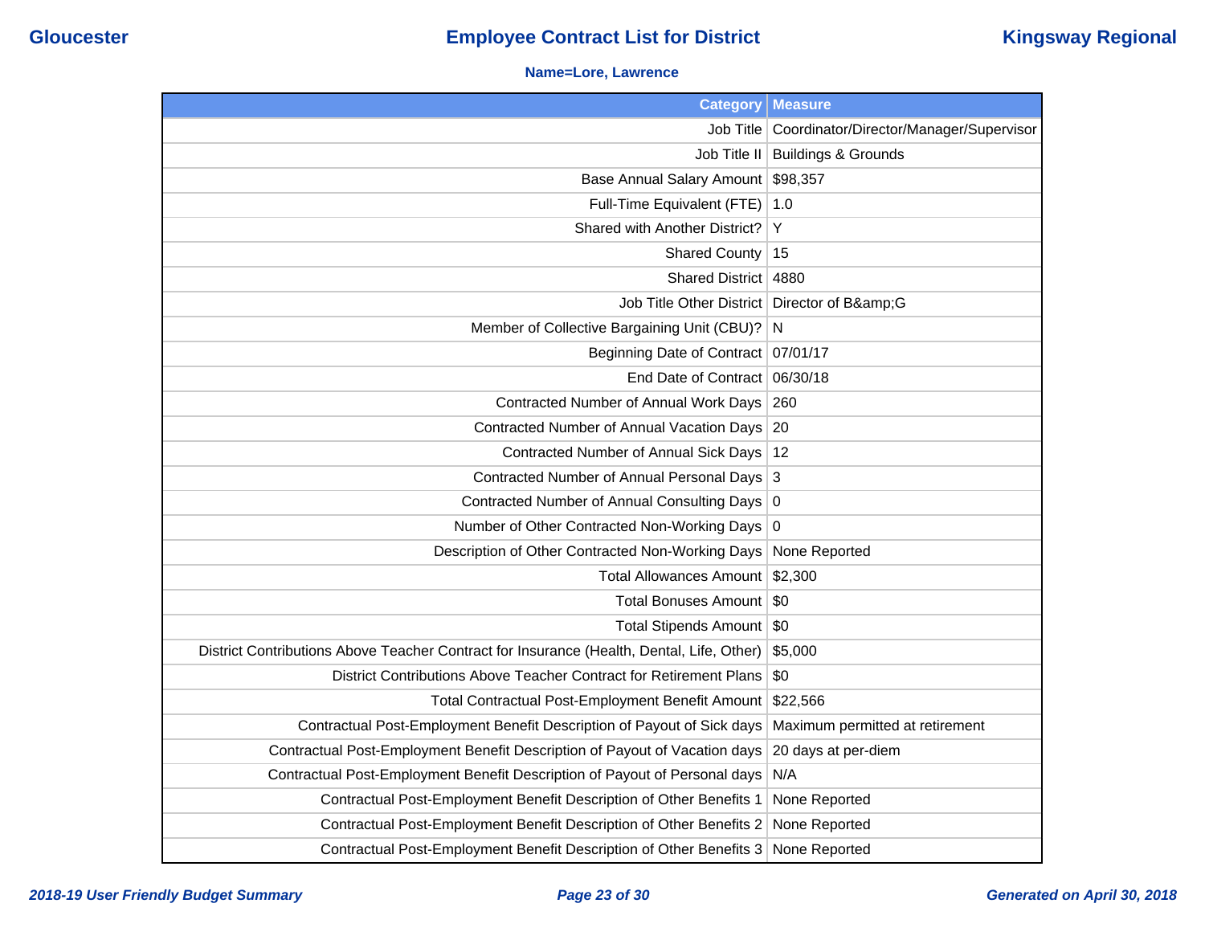**Name=Lore, Lawrence**

| Category | Measure |
|---|---|
| Job Title | Coordinator/Director/Manager/Supervisor |
| Job Title II | Buildings & Grounds |
| Base Annual Salary Amount | $98,357 |
| Full-Time Equivalent (FTE) | 1.0 |
| Shared with Another District? | Y |
| Shared County | 15 |
| Shared District | 4880 |
| Job Title Other District | Director of B&amp;G |
| Member of Collective Bargaining Unit (CBU)? | N |
| Beginning Date of Contract | 07/01/17 |
| End Date of Contract | 06/30/18 |
| Contracted Number of Annual Work Days | 260 |
| Contracted Number of Annual Vacation Days | 20 |
| Contracted Number of Annual Sick Days | 12 |
| Contracted Number of Annual Personal Days | 3 |
| Contracted Number of Annual Consulting Days | 0 |
| Number of Other Contracted Non-Working Days | 0 |
| Description of Other Contracted Non-Working Days | None Reported |
| Total Allowances Amount | $2,300 |
| Total Bonuses Amount | $0 |
| Total Stipends Amount | $0 |
| District Contributions Above Teacher Contract for Insurance (Health, Dental, Life, Other) | $5,000 |
| District Contributions Above Teacher Contract for Retirement Plans | $0 |
| Total Contractual Post-Employment Benefit Amount | $22,566 |
| Contractual Post-Employment Benefit Description of Payout of Sick days | Maximum permitted at retirement |
| Contractual Post-Employment Benefit Description of Payout of Vacation days | 20 days at per-diem |
| Contractual Post-Employment Benefit Description of Payout of Personal days | N/A |
| Contractual Post-Employment Benefit Description of Other Benefits 1 | None Reported |
| Contractual Post-Employment Benefit Description of Other Benefits 2 | None Reported |
| Contractual Post-Employment Benefit Description of Other Benefits 3 | None Reported |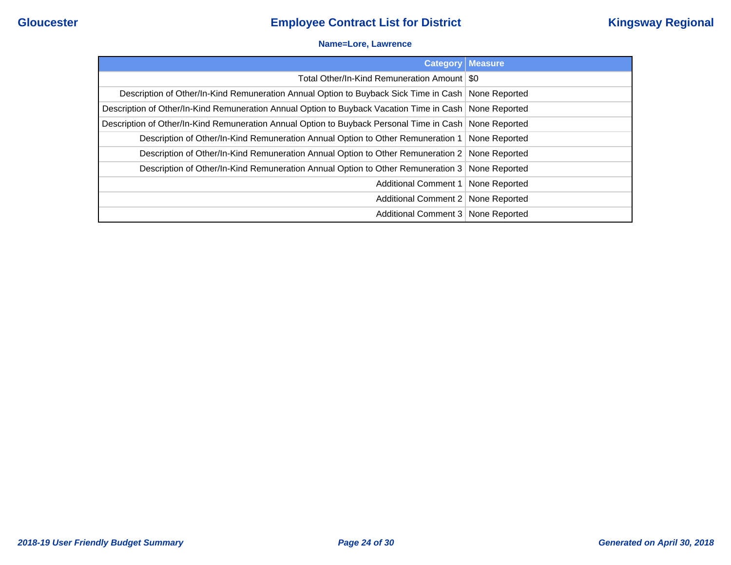**Name=Lore, Lawrence**

| Category | Measure |
|---|---|
| Total Other/In-Kind Remuneration Amount | $0 |
| Description of Other/In-Kind Remuneration Annual Option to Buyback Sick Time in Cash | None Reported |
| Description of Other/In-Kind Remuneration Annual Option to Buyback Vacation Time in Cash | None Reported |
| Description of Other/In-Kind Remuneration Annual Option to Buyback Personal Time in Cash | None Reported |
| Description of Other/In-Kind Remuneration Annual Option to Other Remuneration 1 | None Reported |
| Description of Other/In-Kind Remuneration Annual Option to Other Remuneration 2 | None Reported |
| Description of Other/In-Kind Remuneration Annual Option to Other Remuneration 3 | None Reported |
| Additional Comment 1 | None Reported |
| Additional Comment 2 | None Reported |
| Additional Comment 3 | None Reported |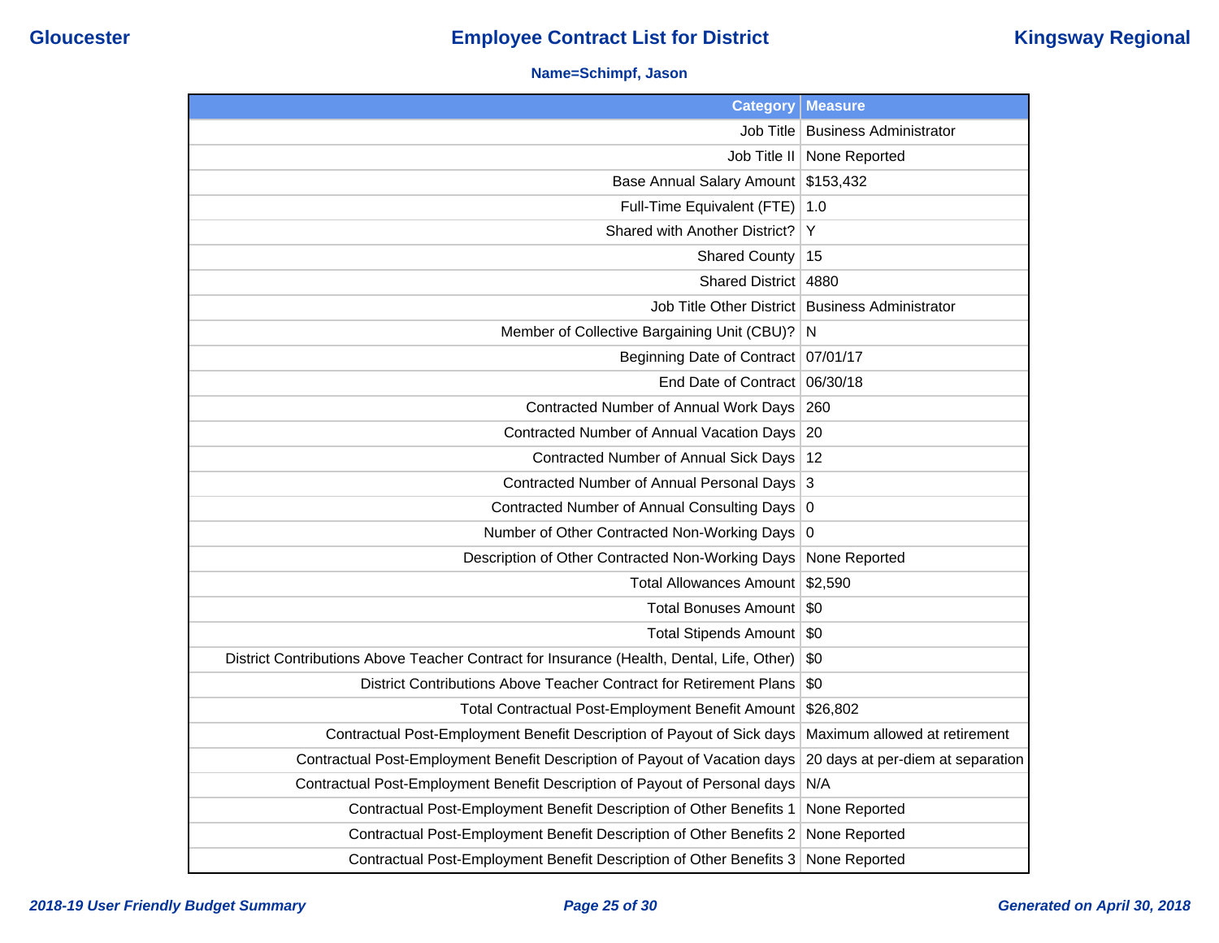## Employee Contract List for District

**Name=Schimpf, Jason**

| Category | Measure |
|---|---|
| Job Title | Business Administrator |
| Job Title II | None Reported |
| Base Annual Salary Amount | $153,432 |
| Full-Time Equivalent (FTE) | 1.0 |
| Shared with Another District? | Y |
| Shared County | 15 |
| Shared District | 4880 |
| Job Title Other District | Business Administrator |
| Member of Collective Bargaining Unit (CBU)? | N |
| Beginning Date of Contract | 07/01/17 |
| End Date of Contract | 06/30/18 |
| Contracted Number of Annual Work Days | 260 |
| Contracted Number of Annual Vacation Days | 20 |
| Contracted Number of Annual Sick Days | 12 |
| Contracted Number of Annual Personal Days | 3 |
| Contracted Number of Annual Consulting Days | 0 |
| Number of Other Contracted Non-Working Days | 0 |
| Description of Other Contracted Non-Working Days | None Reported |
| Total Allowances Amount | $2,590 |
| Total Bonuses Amount | $0 |
| Total Stipends Amount | $0 |
| District Contributions Above Teacher Contract for Insurance (Health, Dental, Life, Other) | $0 |
| District Contributions Above Teacher Contract for Retirement Plans | $0 |
| Total Contractual Post-Employment Benefit Amount | $26,802 |
| Contractual Post-Employment Benefit Description of Payout of Sick days | Maximum allowed at retirement |
| Contractual Post-Employment Benefit Description of Payout of Vacation days | 20 days at per-diem at separation |
| Contractual Post-Employment Benefit Description of Payout of Personal days | N/A |
| Contractual Post-Employment Benefit Description of Other Benefits 1 | None Reported |
| Contractual Post-Employment Benefit Description of Other Benefits 2 | None Reported |
| Contractual Post-Employment Benefit Description of Other Benefits 3 | None Reported |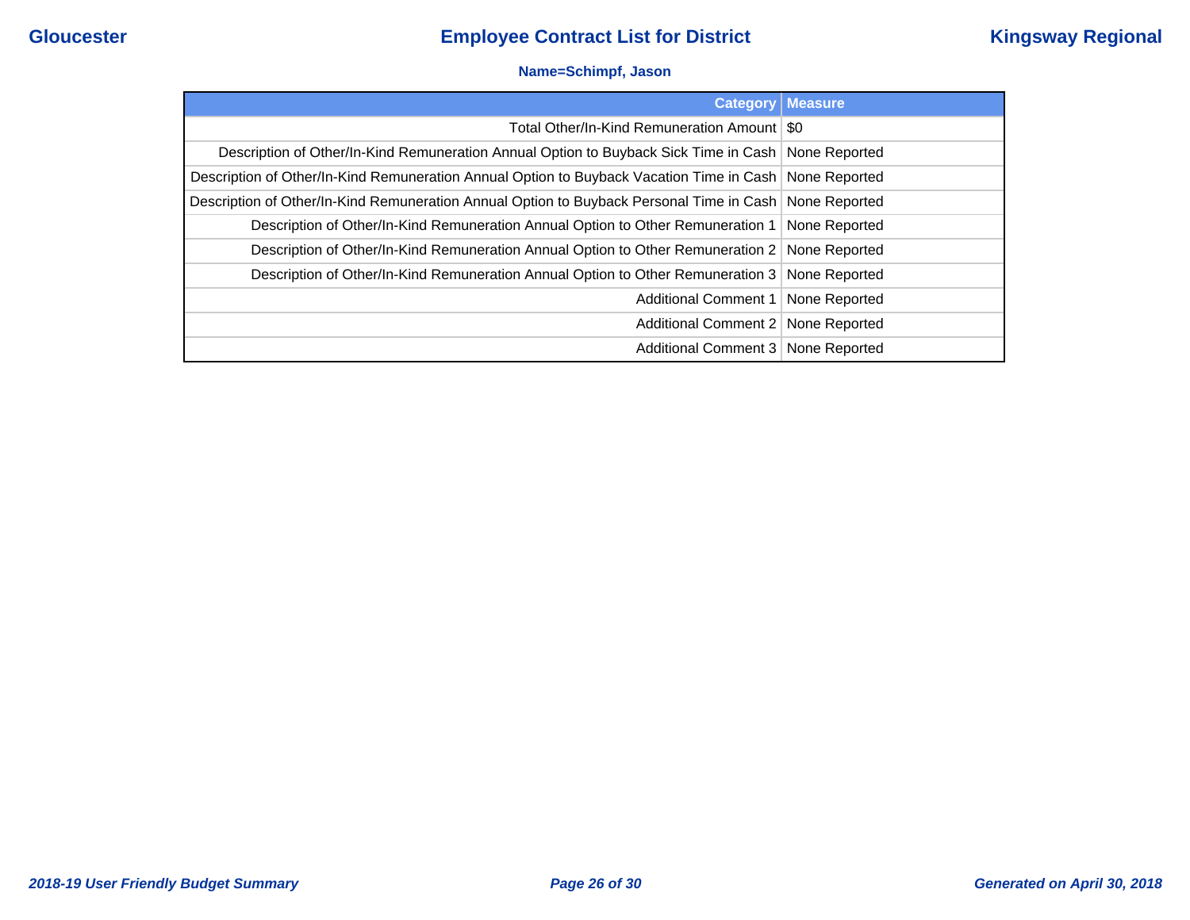**Name=Schimpf, Jason**

| Category | Measure |
|---|---|
| Total Other/In-Kind Remuneration Amount | $0 |
| Description of Other/In-Kind Remuneration Annual Option to Buyback Sick Time in Cash | None Reported |
| Description of Other/In-Kind Remuneration Annual Option to Buyback Vacation Time in Cash | None Reported |
| Description of Other/In-Kind Remuneration Annual Option to Buyback Personal Time in Cash | None Reported |
| Description of Other/In-Kind Remuneration Annual Option to Other Remuneration 1 | None Reported |
| Description of Other/In-Kind Remuneration Annual Option to Other Remuneration 2 | None Reported |
| Description of Other/In-Kind Remuneration Annual Option to Other Remuneration 3 | None Reported |
| Additional Comment 1 | None Reported |
| Additional Comment 2 | None Reported |
| Additional Comment 3 | None Reported |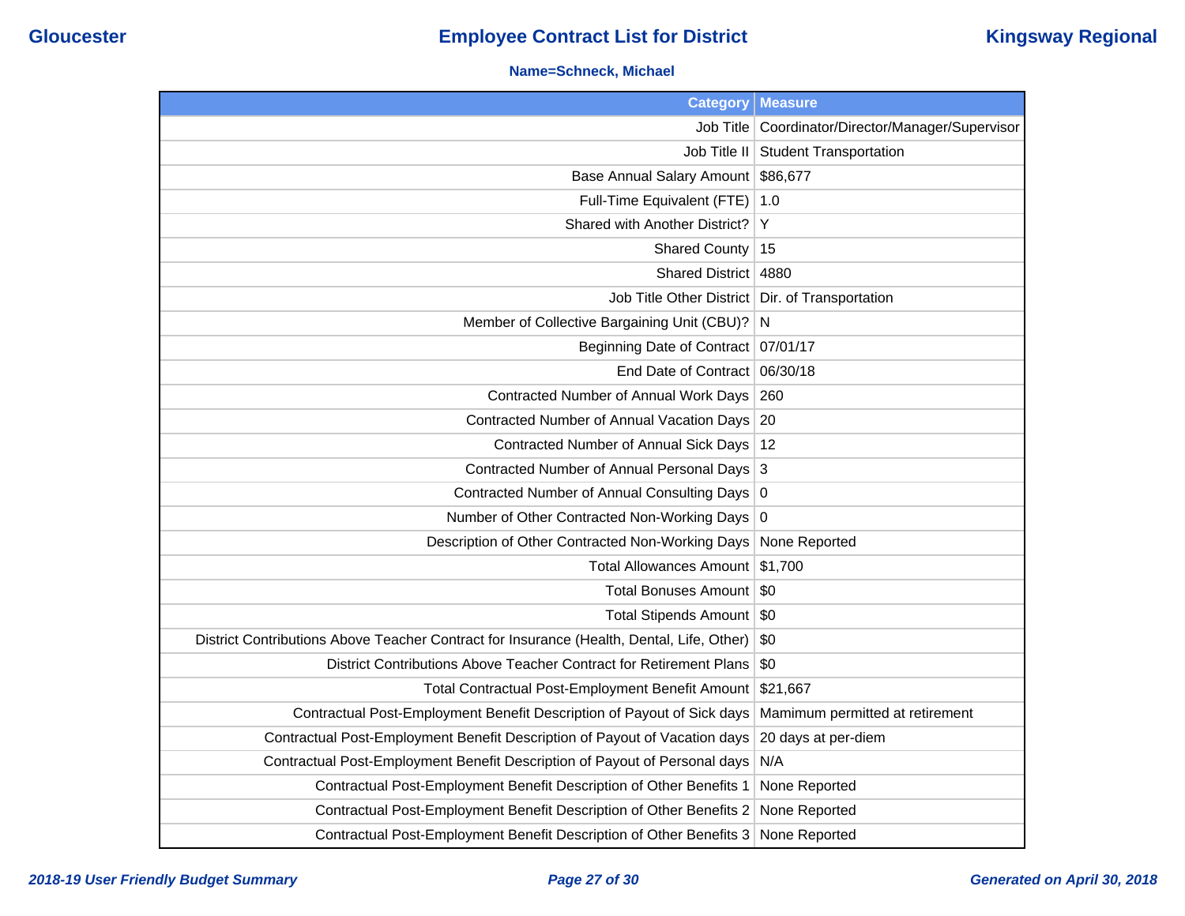**Gloucester** — **Employee Contract List for District** — **Kingsway Regional**

**Name=Schneck, Michael**

| Category | Measure |
|---|---|
| Job Title | Coordinator/Director/Manager/Supervisor |
| Job Title II | Student Transportation |
| Base Annual Salary Amount | $86,677 |
| Full-Time Equivalent (FTE) | 1.0 |
| Shared with Another District? | Y |
| Shared County | 15 |
| Shared District | 4880 |
| Job Title Other District | Dir. of Transportation |
| Member of Collective Bargaining Unit (CBU)? | N |
| Beginning Date of Contract | 07/01/17 |
| End Date of Contract | 06/30/18 |
| Contracted Number of Annual Work Days | 260 |
| Contracted Number of Annual Vacation Days | 20 |
| Contracted Number of Annual Sick Days | 12 |
| Contracted Number of Annual Personal Days | 3 |
| Contracted Number of Annual Consulting Days | 0 |
| Number of Other Contracted Non-Working Days | 0 |
| Description of Other Contracted Non-Working Days | None Reported |
| Total Allowances Amount | $1,700 |
| Total Bonuses Amount | $0 |
| Total Stipends Amount | $0 |
| District Contributions Above Teacher Contract for Insurance (Health, Dental, Life, Other) | $0 |
| District Contributions Above Teacher Contract for Retirement Plans | $0 |
| Total Contractual Post-Employment Benefit Amount | $21,667 |
| Contractual Post-Employment Benefit Description of Payout of Sick days | Mamimum permitted at retirement |
| Contractual Post-Employment Benefit Description of Payout of Vacation days | 20 days at per-diem |
| Contractual Post-Employment Benefit Description of Payout of Personal days | N/A |
| Contractual Post-Employment Benefit Description of Other Benefits 1 | None Reported |
| Contractual Post-Employment Benefit Description of Other Benefits 2 | None Reported |
| Contractual Post-Employment Benefit Description of Other Benefits 3 | None Reported |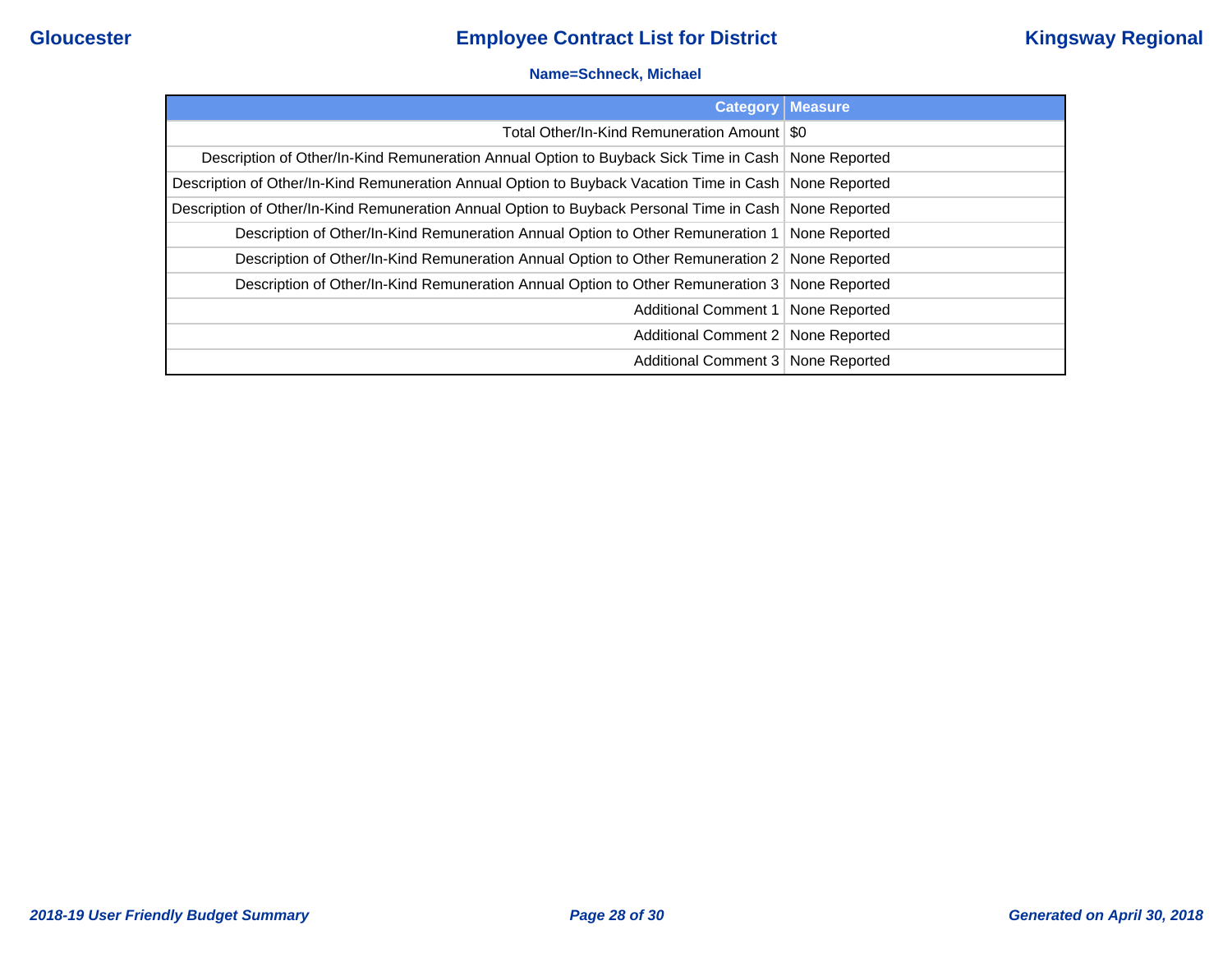**Name=Schneck, Michael**

| Category | Measure |
|---|---|
| Total Other/In-Kind Remuneration Amount | $0 |
| Description of Other/In-Kind Remuneration Annual Option to Buyback Sick Time in Cash | None Reported |
| Description of Other/In-Kind Remuneration Annual Option to Buyback Vacation Time in Cash | None Reported |
| Description of Other/In-Kind Remuneration Annual Option to Buyback Personal Time in Cash | None Reported |
| Description of Other/In-Kind Remuneration Annual Option to Other Remuneration 1 | None Reported |
| Description of Other/In-Kind Remuneration Annual Option to Other Remuneration 2 | None Reported |
| Description of Other/In-Kind Remuneration Annual Option to Other Remuneration 3 | None Reported |
| Additional Comment 1 | None Reported |
| Additional Comment 2 | None Reported |
| Additional Comment 3 | None Reported |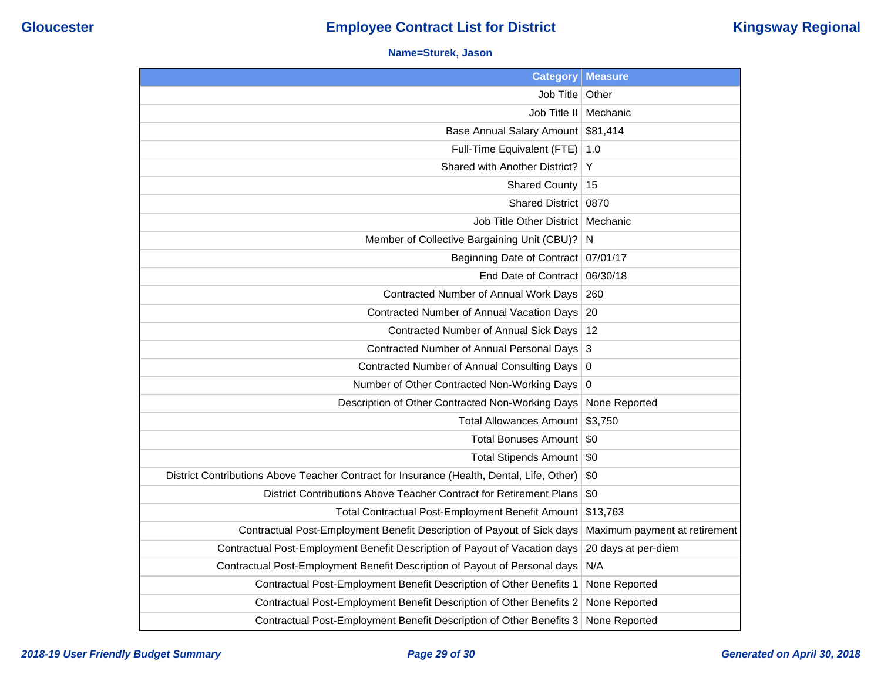# Employee Contract List for District

Gloucester — Kingsway Regional

**Name=Sturek, Jason**

| Category | Measure |
|---|---|
| Job Title | Other |
| Job Title II | Mechanic |
| Base Annual Salary Amount | $81,414 |
| Full-Time Equivalent (FTE) | 1.0 |
| Shared with Another District? | Y |
| Shared County | 15 |
| Shared District | 0870 |
| Job Title Other District | Mechanic |
| Member of Collective Bargaining Unit (CBU)? | N |
| Beginning Date of Contract | 07/01/17 |
| End Date of Contract | 06/30/18 |
| Contracted Number of Annual Work Days | 260 |
| Contracted Number of Annual Vacation Days | 20 |
| Contracted Number of Annual Sick Days | 12 |
| Contracted Number of Annual Personal Days | 3 |
| Contracted Number of Annual Consulting Days | 0 |
| Number of Other Contracted Non-Working Days | 0 |
| Description of Other Contracted Non-Working Days | None Reported |
| Total Allowances Amount | $3,750 |
| Total Bonuses Amount | $0 |
| Total Stipends Amount | $0 |
| District Contributions Above Teacher Contract for Insurance (Health, Dental, Life, Other) | $0 |
| District Contributions Above Teacher Contract for Retirement Plans | $0 |
| Total Contractual Post-Employment Benefit Amount | $13,763 |
| Contractual Post-Employment Benefit Description of Payout of Sick days | Maximum payment at retirement |
| Contractual Post-Employment Benefit Description of Payout of Vacation days | 20 days at per-diem |
| Contractual Post-Employment Benefit Description of Payout of Personal days | N/A |
| Contractual Post-Employment Benefit Description of Other Benefits 1 | None Reported |
| Contractual Post-Employment Benefit Description of Other Benefits 2 | None Reported |
| Contractual Post-Employment Benefit Description of Other Benefits 3 | None Reported |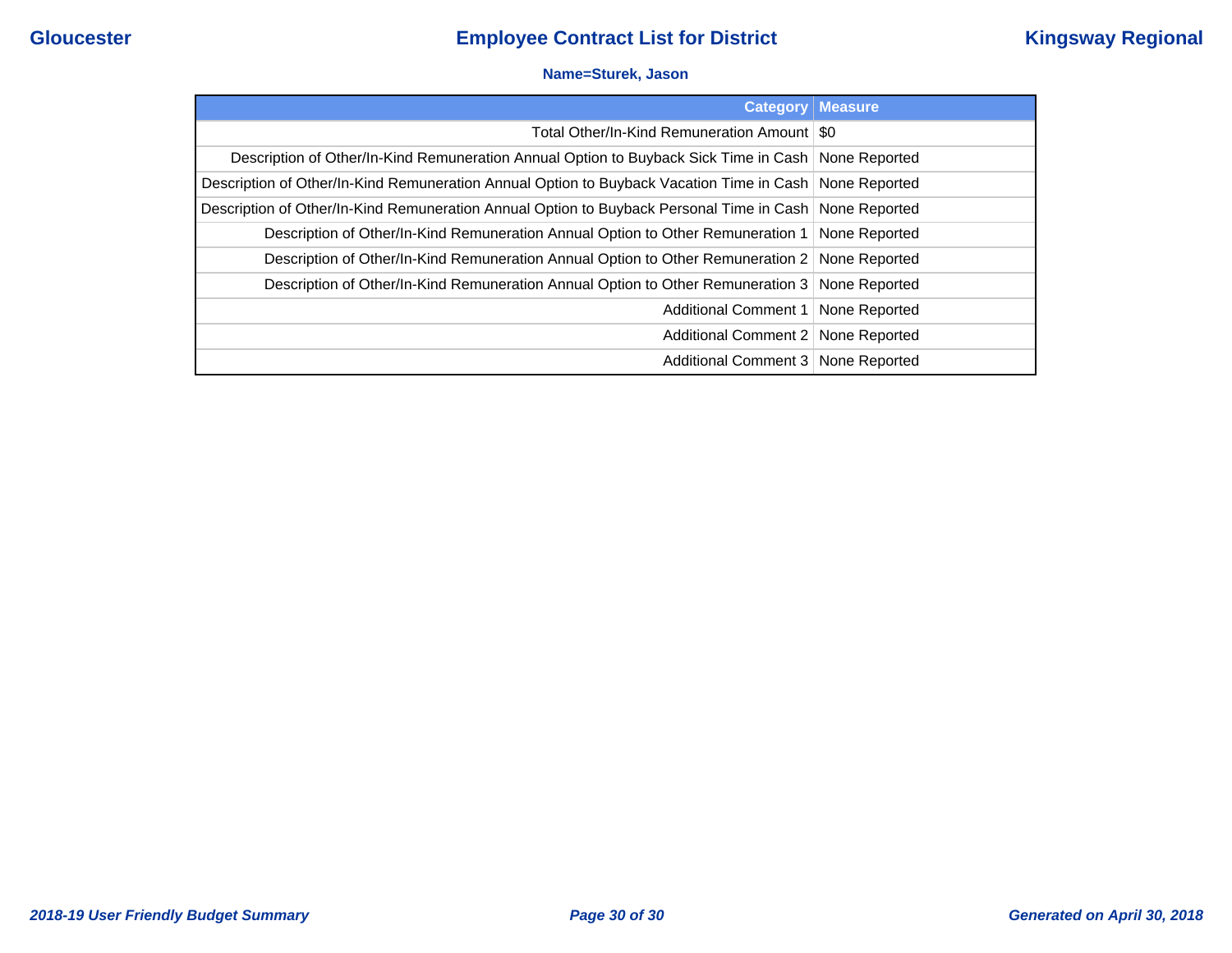**Name=Sturek, Jason**

| Category | Measure |
|---|---|
| Total Other/In-Kind Remuneration Amount | $0 |
| Description of Other/In-Kind Remuneration Annual Option to Buyback Sick Time in Cash | None Reported |
| Description of Other/In-Kind Remuneration Annual Option to Buyback Vacation Time in Cash | None Reported |
| Description of Other/In-Kind Remuneration Annual Option to Buyback Personal Time in Cash | None Reported |
| Description of Other/In-Kind Remuneration Annual Option to Other Remuneration 1 | None Reported |
| Description of Other/In-Kind Remuneration Annual Option to Other Remuneration 2 | None Reported |
| Description of Other/In-Kind Remuneration Annual Option to Other Remuneration 3 | None Reported |
| Additional Comment 1 | None Reported |
| Additional Comment 2 | None Reported |
| Additional Comment 3 | None Reported |